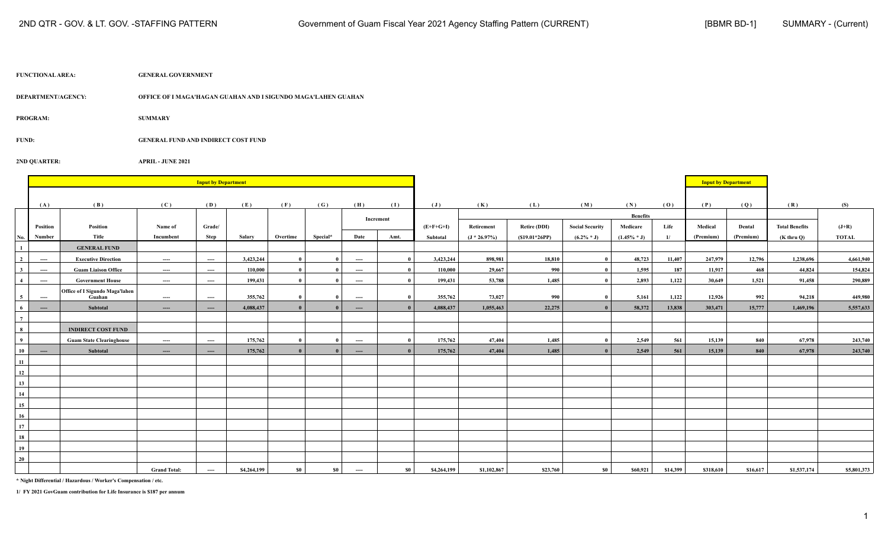2ND QTR - GOV. & LT. GOV. -STAFFING PATTERN | Government of Guam Fiscal Year 2021 Agency Staffing Pattern (CURRENT) | [BBMR BD-1] | SUMMARY - (Current)

**FUNCTIONAL AREA:** GENERAL GOVERNMENT

**DEPARTMENT/AGENCY:** OFFICE OF I MAGA'HAGAN GUAHAN AND I SIGUNDO MAGA'LAHEN GUAHAN

**PROGRAM:** SUMMARY

**FUND:** GENERAL FUND AND INDIRECT COST FUND

**2ND QUARTER:** APRIL - JUNE 2021

| | Input by Department | | | | | | | | | | | | | | | Input by Department | | | |
|---|---|---|---|---|---|---|---|---|---|---|---|---|---|---|---|---|---|---|---|
| | (A) | (B) | (C) | (D) | (E) | (F) | (G) | (H) | (I) | (J) | (K) | (L) | (M) | (N) | (O) | (P) | (Q) | (R) | (S) |
| | | | | | | | | Increment | | | Benefits | | | | | | | | |
| No. | Position Number | Position Title | Name of Incumbent | Grade/ Step | Salary | Overtime | Special* | Date | Amt. | (E+F+G+I) Subtotal | Retirement (J * 26.97%) | Retire (DDI) ($19.01*26PP) | Social Security (6.2% * J) | Medicare (1.45% * J) | Life 1/ | Medical (Premium) | Dental (Premium) | Total Benefits (K thru Q) | (J+R) TOTAL |
| 1 | | **GENERAL FUND** | | | | | | | | | | | | | | | | | |
| 2 | ---- | Executive Direction | ---- | ---- | 3,423,244 | 0 | 0 | ---- | 0 | 3,423,244 | 898,981 | 18,810 | 0 | 48,723 | 11,407 | 247,979 | 12,796 | 1,238,696 | 4,661,940 |
| 3 | ---- | Guam Liaison Office | ---- | ---- | 110,000 | 0 | 0 | ---- | 0 | 110,000 | 29,667 | 990 | 0 | 1,595 | 187 | 11,917 | 468 | 44,824 | 154,824 |
| 4 | ---- | Government House | ---- | ---- | 199,431 | 0 | 0 | ---- | 0 | 199,431 | 53,788 | 1,485 | 0 | 2,893 | 1,122 | 30,649 | 1,521 | 91,458 | 290,889 |
| 5 | ---- | Office of I Sigundo Maga'lahen Guahan | ---- | ---- | 355,762 | 0 | 0 | ---- | 0 | 355,762 | 73,027 | 990 | 0 | 5,161 | 1,122 | 12,926 | 992 | 94,218 | 449,980 |
| 6 | ---- | **Subtotal** | ---- | ---- | 4,088,437 | 0 | 0 | ---- | 0 | 4,088,437 | 1,055,463 | 22,275 | 0 | 58,372 | 13,838 | 303,471 | 15,777 | 1,469,196 | 5,557,633 |
| 7 | | | | | | | | | | | | | | | | | | | |
| 8 | | **INDIRECT COST FUND** | | | | | | | | | | | | | | | | | |
| 9 | | Guam State Clearinghouse | ---- | ---- | 175,762 | 0 | 0 | ---- | 0 | 175,762 | 47,404 | 1,485 | 0 | 2,549 | 561 | 15,139 | 840 | 67,978 | 243,740 |
| 10 | ---- | **Subtotal** | ---- | ---- | 175,762 | 0 | 0 | ---- | 0 | 175,762 | 47,404 | 1,485 | 0 | 2,549 | 561 | 15,139 | 840 | 67,978 | 243,740 |
| 11 | | | | | | | | | | | | | | | | | | | |
| 12 | | | | | | | | | | | | | | | | | | | |
| 13 | | | | | | | | | | | | | | | | | | | |
| 14 | | | | | | | | | | | | | | | | | | | |
| 15 | | | | | | | | | | | | | | | | | | | |
| 16 | | | | | | | | | | | | | | | | | | | |
| 17 | | | | | | | | | | | | | | | | | | | |
| 18 | | | | | | | | | | | | | | | | | | | |
| 19 | | | | | | | | | | | | | | | | | | | |
| 20 | | | | | | | | | | | | | | | | | | | |
| | | | **Grand Total:** | ---- | $4,264,199 | $0 | $0 | ---- | $0 | $4,264,199 | $1,102,867 | $23,760 | $0 | $60,921 | $14,399 | $318,610 | $16,617 | $1,537,174 | $5,801,373 |

* Night Differential / Hazardous / Worker's Compensation / etc.

1/ FY 2021 GovGuam contribution for Life Insurance is $187 per annum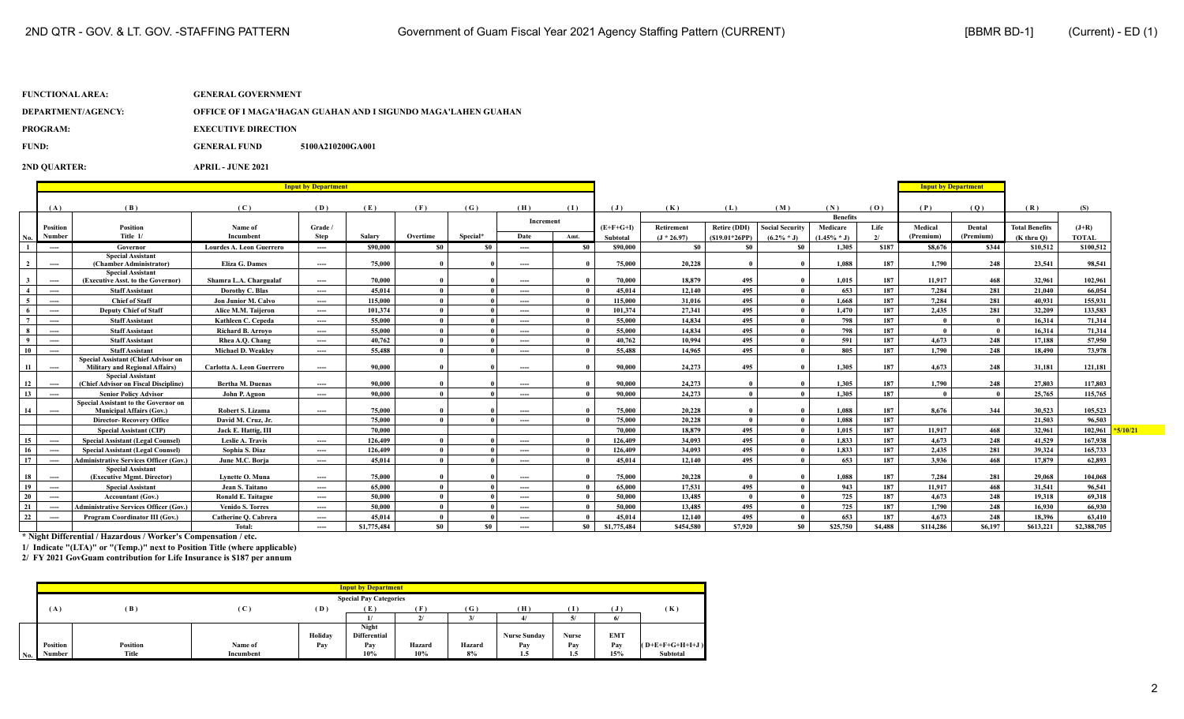2ND QTR - GOV. & LT. GOV. -STAFFING PATTERN — Government of Guam Fiscal Year 2021 Agency Staffing Pattern (CURRENT) — [BBMR BD-1] (Current) - ED (1)

**FUNCTIONAL AREA:** GENERAL GOVERNMENT

**DEPARTMENT/AGENCY:** OFFICE OF I MAGA'HAGAN GUAHAN AND I SIGUNDO MAGA'LAHEN GUAHAN

**PROGRAM:** EXECUTIVE DIRECTION

**FUND:** GENERAL FUND 5100A210200GA001

**2ND QUARTER:** APRIL - JUNE 2021

| | Input by Department | | | | | | | | | | | | | | | Input by Department | | | | |
|---|---|---|---|---|---|---|---|---|---|---|---|---|---|---|---|---|---|---|---|---|
| | (A) | (B) | (C) | (D) | (E) | (F) | (G) | (H) | (I) | (J) | (K) | (L) | (M) | (N) | (O) | (P) | (Q) | (R) | (S) | |
| | | | | | | | | Increment | | | Benefits | | | | | | | | | |
| No. | Position Number | Position Title 1/ | Name of Incumbent | Grade / Step | Salary | Overtime | Special* | Date | Amt. | (E+F+G+I) Subtotal | Retirement (J * 26.97) | Retire (DDI) ($19.01*26PP) | Social Security (6.2% * J) | Medicare (1.45% * J) | Life 2/ | Medical (Premium) | Dental (Premium) | Total Benefits (K thru Q) | (J+R) TOTAL | |
| 1 | ---- | Governor | Lourdes A. Leon Guerrero | ---- | $90,000 | $0 | $0 | ---- | $0 | $90,000 | $0 | $0 | $0 | 1,305 | $187 | $8,676 | $344 | $10,512 | $100,512 | |
| 2 | ---- | Special Assistant (Chamber Administrator) | Eliza G. Dames | ---- | 75,000 | 0 | 0 | ---- | 0 | 75,000 | 20,228 | 0 | 0 | 1,088 | 187 | 1,790 | 248 | 23,541 | 98,541 | |
| 3 | ---- | Special Assistant (Executive Asst. to the Governor) | Shamra L.A. Chargualaf | ---- | 70,000 | 0 | 0 | ---- | 0 | 70,000 | 18,879 | 495 | 0 | 1,015 | 187 | 11,917 | 468 | 32,961 | 102,961 | |
| 4 | ---- | Staff Assistant | Dorothy C. Blas | ---- | 45,014 | 0 | 0 | ---- | 0 | 45,014 | 12,140 | 495 | 0 | 653 | 187 | 7,284 | 281 | 21,040 | 66,054 | |
| 5 | ---- | Chief of Staff | Jon Junior M. Calvo | ---- | 115,000 | 0 | 0 | ---- | 0 | 115,000 | 31,016 | 495 | 0 | 1,668 | 187 | 7,284 | 281 | 40,931 | 155,931 | |
| 6 | ---- | Deputy Chief of Staff | Alice M.M. Taijeron | ---- | 101,374 | 0 | 0 | ---- | 0 | 101,374 | 27,341 | 495 | 0 | 1,470 | 187 | 2,435 | 281 | 32,209 | 133,583 | |
| 7 | ---- | Staff Assistant | Kathleen C. Cepeda | ---- | 55,000 | 0 | 0 | ---- | 0 | 55,000 | 14,834 | 495 | 0 | 798 | 187 | 0 | 0 | 16,314 | 71,314 | |
| 8 | ---- | Staff Assistant | Richard B. Arroyo | ---- | 55,000 | 0 | 0 | ---- | 0 | 55,000 | 14,834 | 495 | 0 | 798 | 187 | 0 | 0 | 16,314 | 71,314 | |
| 9 | ---- | Staff Assistant | Rhea A.Q. Chang | ---- | 40,762 | 0 | 0 | ---- | 0 | 40,762 | 10,994 | 495 | 0 | 591 | 187 | 4,673 | 248 | 17,188 | 57,950 | |
| 10 | ---- | Staff Assistant | Michael D. Weakley | ---- | 55,488 | 0 | 0 | ---- | 0 | 55,488 | 14,965 | 495 | 0 | 805 | 187 | 1,790 | 248 | 18,490 | 73,978 | |
| 11 | ---- | Special Assistant (Chief Advisor on Military and Regional Affairs) | Carlotta A. Leon Guerrero | ---- | 90,000 | 0 | 0 | ---- | 0 | 90,000 | 24,273 | 495 | 0 | 1,305 | 187 | 4,673 | 248 | 31,181 | 121,181 | |
| 12 | ---- | Special Assistant (Chief Advisor on Fiscal Discipline) | Bertha M. Duenas | ---- | 90,000 | 0 | 0 | ---- | 0 | 90,000 | 24,273 | 0 | 0 | 1,305 | 187 | 1,790 | 248 | 27,803 | 117,803 | |
| 13 | ---- | Senior Policy Advisor | John P. Aguon | ---- | 90,000 | 0 | 0 | ---- | 0 | 90,000 | 24,273 | 0 | 0 | 1,305 | 187 | 0 | 0 | 25,765 | 115,765 | |
| 14 | ---- | Special Assistant to the Governor on Municipal Affairs (Gov.) | Robert S. Lizama | ---- | 75,000 | 0 | 0 | ---- | 0 | 75,000 | 20,228 | 0 | 0 | 1,088 | 187 | 8,676 | 344 | 30,523 | 105,523 | |
| | | Director- Recovery Office | David M. Cruz, Jr. | | 75,000 | 0 | 0 | ---- | 0 | 75,000 | 20,228 | 0 | 0 | 1,088 | 187 | | | 21,503 | 96,503 | |
| | | Special Assistant (CIP) | Jack E. Hattig, III | | 70,000 | | | | | 70,000 | 18,879 | 495 | 0 | 1,015 | 187 | 11,917 | 468 | 32,961 | 102,961 | *5/10/21 |
| 15 | ---- | Special Assistant (Legal Counsel) | Leslie A. Travis | ---- | 126,409 | 0 | 0 | ---- | 0 | 126,409 | 34,093 | 495 | 0 | 1,833 | 187 | 4,673 | 248 | 41,529 | 167,938 | |
| 16 | ---- | Special Assistant (Legal Counsel) | Sophia S. Diaz | ---- | 126,409 | 0 | 0 | ---- | 0 | 126,409 | 34,093 | 495 | 0 | 1,833 | 187 | 2,435 | 281 | 39,324 | 165,733 | |
| 17 | ---- | Administrative Services Officer (Gov.) | June M.C. Borja | ---- | 45,014 | 0 | 0 | ---- | 0 | 45,014 | 12,140 | 495 | 0 | 653 | 187 | 3,936 | 468 | 17,879 | 62,893 | |
| 18 | ---- | Special Assistant (Executive Mgmt. Director) | Lynette O. Muna | ---- | 75,000 | 0 | 0 | ---- | 0 | 75,000 | 20,228 | 0 | 0 | 1,088 | 187 | 7,284 | 281 | 29,068 | 104,068 | |
| 19 | ---- | Special Assistant | Jean S. Taitano | ---- | 65,000 | 0 | 0 | ---- | 0 | 65,000 | 17,531 | 495 | 0 | 943 | 187 | 11,917 | 468 | 31,541 | 96,541 | |
| 20 | ---- | Accountant (Gov.) | Ronald E. Taitague | ---- | 50,000 | 0 | 0 | ---- | 0 | 50,000 | 13,485 | 0 | 0 | 725 | 187 | 4,673 | 248 | 19,318 | 69,318 | |
| 21 | ---- | Administrative Services Officer (Gov.) | Venido S. Torres | ---- | 50,000 | 0 | 0 | ---- | 0 | 50,000 | 13,485 | 495 | 0 | 725 | 187 | 1,790 | 248 | 16,930 | 66,930 | |
| 22 | ---- | Program Coordinator III (Gov.) | Catherine Q. Cabrera | ---- | 45,014 | 0 | 0 | ---- | 0 | 45,014 | 12,140 | 495 | 0 | 653 | 187 | 4,673 | 248 | 18,396 | 63,410 | |
| | | | Total: | ---- | $1,775,484 | $0 | $0 | ---- | $0 | $1,775,484 | $454,580 | $7,920 | $0 | $25,750 | $4,488 | $114,286 | $6,197 | $613,221 | $2,388,705 | |

\* Night Differential / Hazardous / Worker's Compensation / etc.

1/ Indicate "(LTA)" or "(Temp.)" next to Position Title (where applicable)

2/ FY 2021 GovGuam contribution for Life Insurance is $187 per annum

| | Input by Department | | | | | | | | | | |
|---|---|---|---|---|---|---|---|---|---|---|---|
| | | | | Special Pay Categories | | | | | | | |
| | (A) | (B) | (C) | (D) | (E) | (F) | (G) | (H) | (I) | (J) | (K) |
| | | | | | 1/ | 2/ | 3/ | 4/ | 5/ | 6/ | |
| No. | Position Number | Position Title | Name of Incumbent | Holiday Pay | Night Differential Pay 10% | Hazard 10% | Hazard 8% | Nurse Sunday Pay 1.5 | Nurse Pay 1.5 | EMT Pay 15% | (D+E+F+G+H+I+J) Subtotal |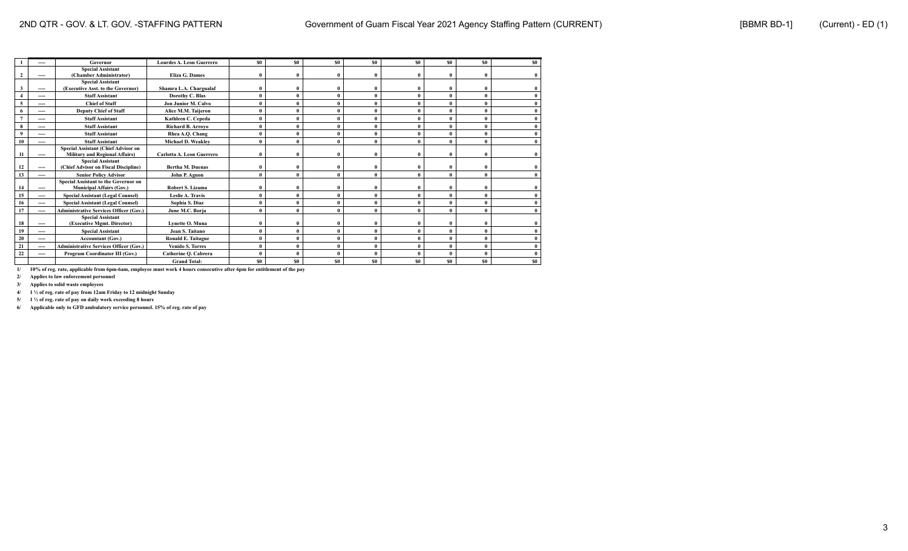| | | | | | | | | | | | |
|---|---|---|---|---|---|---|---|---|---|---|---|
| 1 | ---- | Governor | Lourdes A. Leon Guerrero | $0 | $0 | $0 | $0 | $0 | $0 | $0 | $0 |
| 2 | ---- | Special Assistant (Chamber Administrator) | Eliza G. Dames | 0 | 0 | 0 | 0 | 0 | 0 | 0 | 0 |
| 3 | ---- | Special Assistant (Executive Asst. to the Governor) | Shamra L.A. Chargualaf | 0 | 0 | 0 | 0 | 0 | 0 | 0 | 0 |
| 4 | ---- | Staff Assistant | Dorothy C. Blas | 0 | 0 | 0 | 0 | 0 | 0 | 0 | 0 |
| 5 | ---- | Chief of Staff | Jon Junior M. Calvo | 0 | 0 | 0 | 0 | 0 | 0 | 0 | 0 |
| 6 | ---- | Deputy Chief of Staff | Alice M.M. Taijeron | 0 | 0 | 0 | 0 | 0 | 0 | 0 | 0 |
| 7 | ---- | Staff Assistant | Kathleen C. Cepeda | 0 | 0 | 0 | 0 | 0 | 0 | 0 | 0 |
| 8 | ---- | Staff Assistant | Richard B. Arroyo | 0 | 0 | 0 | 0 | 0 | 0 | 0 | 0 |
| 9 | ---- | Staff Assistant | Rhea A.Q. Chang | 0 | 0 | 0 | 0 | 0 | 0 | 0 | 0 |
| 10 | ---- | Staff Assistant | Michael D. Weakley | 0 | 0 | 0 | 0 | 0 | 0 | 0 | 0 |
| 11 | ---- | Special Assistant (Chief Advisor on Military and Regional Affairs) | Carlotta A. Leon Guerrero | 0 | 0 | 0 | 0 | 0 | 0 | 0 | 0 |
| 12 | ---- | Special Assistant (Chief Advisor on Fiscal Discipline) | Bertha M. Duenas | 0 | 0 | 0 | 0 | 0 | 0 | 0 | 0 |
| 13 | ---- | Senior Policy Advisor | John P. Aguon | 0 | 0 | 0 | 0 | 0 | 0 | 0 | 0 |
| 14 | ---- | Special Assistant to the Governor on Municipal Affairs (Gov.) | Robert S. Lizama | 0 | 0 | 0 | 0 | 0 | 0 | 0 | 0 |
| 15 | ---- | Special Assistant (Legal Counsel) | Leslie A. Travis | 0 | 0 | 0 | 0 | 0 | 0 | 0 | 0 |
| 16 | ---- | Special Assistant (Legal Counsel) | Sophia S. Diaz | 0 | 0 | 0 | 0 | 0 | 0 | 0 | 0 |
| 17 | ---- | Administrative Services Officer (Gov.) | June M.C. Borja | 0 | 0 | 0 | 0 | 0 | 0 | 0 | 0 |
| 18 | ---- | Special Assistant (Executive Mgmt. Director) | Lynette O. Muna | 0 | 0 | 0 | 0 | 0 | 0 | 0 | 0 |
| 19 | ---- | Special Assistant | Jean S. Taitano | 0 | 0 | 0 | 0 | 0 | 0 | 0 | 0 |
| 20 | ---- | Accountant (Gov.) | Ronald E. Taitague | 0 | 0 | 0 | 0 | 0 | 0 | 0 | 0 |
| 21 | ---- | Administrative Services Officer (Gov.) | Venido S. Torres | 0 | 0 | 0 | 0 | 0 | 0 | 0 | 0 |
| 22 | ---- | Program Coordinator III (Gov.) | Catherine Q. Cabrera | 0 | 0 | 0 | 0 | 0 | 0 | 0 | 0 |
| | | | Grand Total: | $0 | $0 | $0 | $0 | $0 | $0 | $0 | $0 |

1/ 10% of reg. rate, applicable from 6pm-6am, employee must work 4 hours consecutive after 6pm for entitlement of the pay

2/ Applies to law enforcement personnel

3/ Applies to solid waste employees

4/ 1 ½ of reg. rate of pay from 12am Friday to 12 midnight Sunday

5/ 1 ½ of reg. rate of pay on daily work exceeding 8 hours

6/ Applicable only to GFD ambulatory service personnel. 15% of reg. rate of pay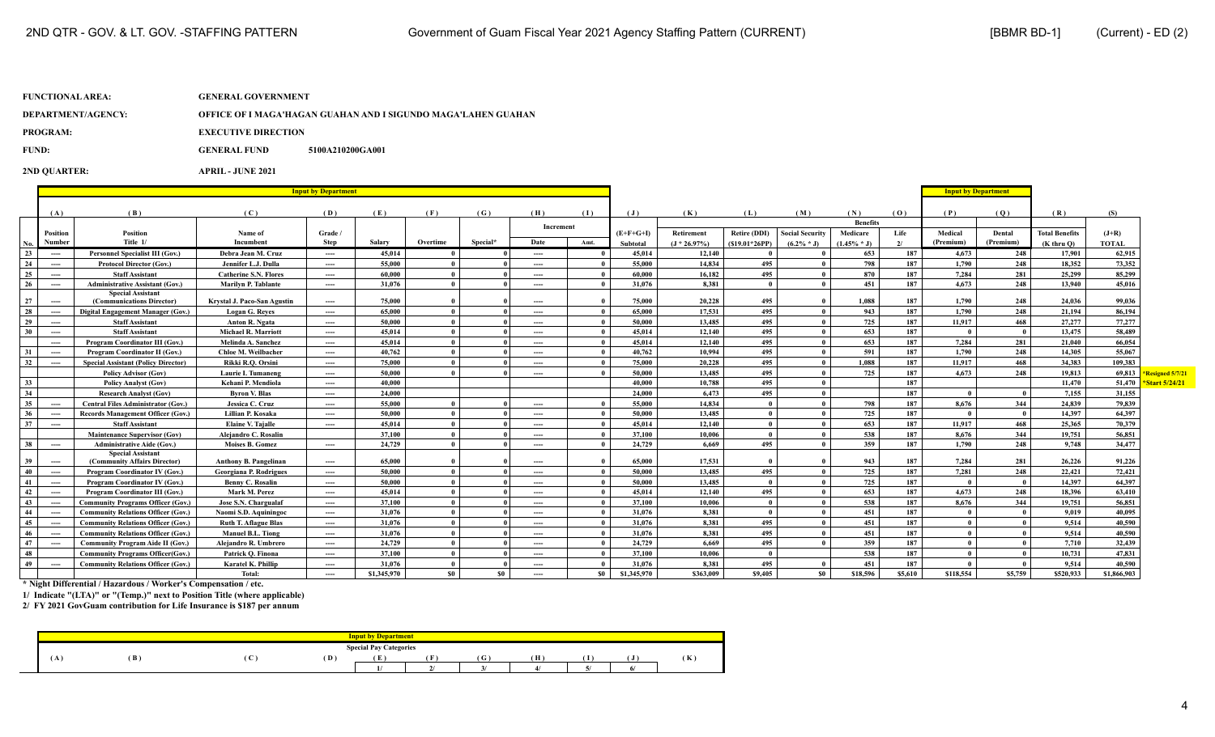| | | |
|---|---|---|
| **FUNCTIONAL AREA:** | **GENERAL GOVERNMENT** | |
| **DEPARTMENT/AGENCY:** | **OFFICE OF I MAGA'HAGAN GUAHAN AND I SIGUNDO MAGA'LAHEN GUAHAN** | |
| **PROGRAM:** | **EXECUTIVE DIRECTION** | |
| **FUND:** | **GENERAL FUND** | **5100A210200GA001** |
| **2ND QUARTER:** | **APRIL - JUNE 2021** | |

| | Input by Department | | | | | | | | | | | | | | | | Input by Department | | | | |
|---|---|---|---|---|---|---|---|---|---|---|---|---|---|---|---|---|---|---|---|---|---|
| | (A) | (B) | (C) | (D) | (E) | (F) | (G) | (H) | (I) | (J) | (K) | (L) | (M) | (N) | (O) | (P) | (Q) | (R) | (S) | |
| | | | | | | | | Increment | | | | | | Benefits | | | | | | |
| No. | Position Number | Position Title 1/ | Name of Incumbent | Grade / Step | Salary | Overtime | Special* | Date | Amt. | (E+F+G+I) Subtotal | Retirement (J * 26.97%) | Retire (DDI) ($19.01*26PP) | Social Security (6.2% * J) | Medicare (1.45% * J) | Life 2/ | Medical (Premium) | Dental (Premium) | Total Benefits (K thru Q) | (J+R) TOTAL | |
| 23 | ---- | Personnel Specialist III (Gov.) | Debra Jean M. Cruz | ---- | 45,014 | 0 | 0 | ---- | 0 | 45,014 | 12,140 | 0 | 0 | 653 | 187 | 4,673 | 248 | 17,901 | 62,915 | |
| 24 | ---- | Protocol Director (Gov.) | Jennifer L.J. Dulla | ---- | 55,000 | 0 | 0 | ---- | 0 | 55,000 | 14,834 | 495 | 0 | 798 | 187 | 1,790 | 248 | 18,352 | 73,352 | |
| 25 | ---- | Staff Assistant | Catherine S.N. Flores | ---- | 60,000 | 0 | 0 | ---- | 0 | 60,000 | 16,182 | 495 | 0 | 870 | 187 | 7,284 | 281 | 25,299 | 85,299 | |
| 26 | ---- | Administrative Assistant (Gov.) | Marilyn P. Tablante | ---- | 31,076 | 0 | 0 | ---- | 0 | 31,076 | 8,381 | 0 | 0 | 451 | 187 | 4,673 | 248 | 13,940 | 45,016 | |
| 27 | ---- | Special Assistant (Communications Director) | Krystal J. Paco-San Agustin | ---- | 75,000 | 0 | 0 | ---- | 0 | 75,000 | 20,228 | 495 | 0 | 1,088 | 187 | 1,790 | 248 | 24,036 | 99,036 | |
| 28 | ---- | Digital Engagement Manager (Gov.) | Logan G. Reyes | ---- | 65,000 | 0 | 0 | ---- | 0 | 65,000 | 17,531 | 495 | 0 | 943 | 187 | 1,790 | 248 | 21,194 | 86,194 | |
| 29 | ---- | Staff Assistant | Anton R. Ngata | ---- | 50,000 | 0 | 0 | ---- | 0 | 50,000 | 13,485 | 495 | 0 | 725 | 187 | 11,917 | 468 | 27,277 | 77,277 | |
| 30 | ---- | Staff Assistant | Michael R. Marriott | ---- | 45,014 | 0 | 0 | ---- | 0 | 45,014 | 12,140 | 495 | 0 | 653 | 187 | 0 | 0 | 13,475 | 58,489 | |
| | ---- | Program Coordinator III (Gov.) | Melinda A. Sanchez | ---- | 45,014 | 0 | 0 | ---- | 0 | 45,014 | 12,140 | 495 | 0 | 653 | 187 | 7,284 | 281 | 21,040 | 66,054 | |
| 31 | ---- | Program Coordinator II (Gov.) | Chloe M. Weilbacher | ---- | 40,762 | 0 | 0 | ---- | 0 | 40,762 | 10,994 | 495 | 0 | 591 | 187 | 1,790 | 248 | 14,305 | 55,067 | |
| 32 | ---- | Special Assistant (Policy Director) | Rikki R.Q. Orsini | ---- | 75,000 | 0 | 0 | ---- | 0 | 75,000 | 20,228 | 495 | 0 | 1,088 | 187 | 11,917 | 468 | 34,383 | 109,383 | |
| | | Policy Advisor (Gov) | Laurie I. Tumaneng | ---- | 50,000 | 0 | 0 | ---- | 0 | 50,000 | 13,485 | 495 | 0 | 725 | 187 | 4,673 | 248 | 19,813 | 69,813 | *Resigned 5/7/21 |
| 33 | | Policy Analyst (Gov) | Kehani P. Mendiola | ---- | 40,000 | | | | | 40,000 | 10,788 | 495 | 0 | | 187 | | | 11,470 | 51,470 | *Start 5/24/21 |
| 34 | | Research Analyst (Gov) | Byron V. Blas | ---- | 24,000 | | | | | 24,000 | 6,473 | 495 | 0 | | 187 | 0 | 0 | 7,155 | 31,155 | |
| 35 | ---- | Central Files Administrator (Gov.) | Jessica C. Cruz | ---- | 55,000 | 0 | 0 | ---- | 0 | 55,000 | 14,834 | 0 | 0 | 798 | 187 | 8,676 | 344 | 24,839 | 79,839 | |
| 36 | ---- | Records Management Officer (Gov.) | Lillian P. Kosaka | ---- | 50,000 | 0 | 0 | ---- | 0 | 50,000 | 13,485 | 0 | 0 | 725 | 187 | 0 | 0 | 14,397 | 64,397 | |
| 37 | ---- | Staff Assistant | Elaine V. Tajalle | ---- | 45,014 | 0 | 0 | ---- | 0 | 45,014 | 12,140 | 0 | 0 | 653 | 187 | 11,917 | 468 | 25,365 | 70,379 | |
| | | Maintenance Supervisor (Gov) | Alejandro C. Rosalin | | 37,100 | 0 | 0 | ---- | 0 | 37,100 | 10,006 | 0 | 0 | 538 | 187 | 8,676 | 344 | 19,751 | 56,851 | |
| 38 | ---- | Administrative Aide (Gov.) | Moises B. Gomez | ---- | 24,729 | 0 | 0 | ---- | 0 | 24,729 | 6,669 | 495 | 0 | 359 | 187 | 1,790 | 248 | 9,748 | 34,477 | |
| 39 | ---- | Special Assistant (Community Affairs Director) | Anthony B. Pangelinan | ---- | 65,000 | 0 | 0 | ---- | 0 | 65,000 | 17,531 | 0 | 0 | 943 | 187 | 7,284 | 281 | 26,226 | 91,226 | |
| 40 | ---- | Program Coordinator IV (Gov.) | Georgiana P. Rodrigues | ---- | 50,000 | 0 | 0 | ---- | 0 | 50,000 | 13,485 | 495 | 0 | 725 | 187 | 7,281 | 248 | 22,421 | 72,421 | |
| 41 | ---- | Program Coordinator IV (Gov.) | Benny C. Rosalin | ---- | 50,000 | 0 | 0 | ---- | 0 | 50,000 | 13,485 | 0 | 0 | 725 | 187 | 0 | 0 | 14,397 | 64,397 | |
| 42 | ---- | Program Coordinator III (Gov.) | Mark M. Perez | ---- | 45,014 | 0 | 0 | ---- | 0 | 45,014 | 12,140 | 495 | 0 | 653 | 187 | 4,673 | 248 | 18,396 | 63,410 | |
| 43 | ---- | Community Programs Officer (Gov.) | Jose S.N. Chargualaf | ---- | 37,100 | 0 | 0 | ---- | 0 | 37,100 | 10,006 | 0 | 0 | 538 | 187 | 8,676 | 344 | 19,751 | 56,851 | |
| 44 | ---- | Community Relations Officer (Gov.) | Naomi S.D. Aquiningoc | ---- | 31,076 | 0 | 0 | ---- | 0 | 31,076 | 8,381 | 0 | 0 | 451 | 187 | 0 | 0 | 9,019 | 40,095 | |
| 45 | ---- | Community Relations Officer (Gov.) | Ruth T. Aflague Blas | ---- | 31,076 | 0 | 0 | ---- | 0 | 31,076 | 8,381 | 495 | 0 | 451 | 187 | 0 | 0 | 9,514 | 40,590 | |
| 46 | ---- | Community Relations Officer (Gov.) | Manuel B.L. Tiong | ---- | 31,076 | 0 | 0 | ---- | 0 | 31,076 | 8,381 | 495 | 0 | 451 | 187 | 0 | 0 | 9,514 | 40,590 | |
| 47 | ---- | Community Program Aide II (Gov.) | Alejandro R. Umbrero | ---- | 24,729 | 0 | 0 | ---- | 0 | 24,729 | 6,669 | 495 | 0 | 359 | 187 | 0 | 0 | 7,710 | 32,439 | |
| 48 | | Community Programs Officer(Gov.) | Patrick Q. Finona | ---- | 37,100 | 0 | 0 | ---- | 0 | 37,100 | 10,006 | 0 | | 538 | 187 | 0 | 0 | 10,731 | 47,831 | |
| 49 | ---- | Community Relations Officer (Gov.) | Karatel K. Phillip | ---- | 31,076 | 0 | 0 | ---- | 0 | 31,076 | 8,381 | 495 | 0 | 451 | 187 | 0 | 0 | 9,514 | 40,590 | |
| | | | Total: | ---- | $1,345,970 | $0 | $0 | ---- | $0 | $1,345,970 | $363,009 | $9,405 | $0 | $18,596 | $5,610 | $118,554 | $5,759 | $520,933 | $1,866,903 | |

\* Night Differential / Hazardous / Worker's Compensation / etc.

1/ Indicate "(LTA)" or "(Temp.)" next to Position Title (where applicable)

2/ FY 2021 GovGuam contribution for Life Insurance is $187 per annum

| | | | | Input by Department | | | | | | |
|---|---|---|---|---|---|---|---|---|---|---|
| | | | | Special Pay Categories | | | | | | |
| (A) | (B) | (C) | (D) | (E) | (F) | (G) | (H) | (I) | (J) | (K) |
| | | | | 1/ | 2/ | 3/ | 4/ | 5/ | 6/ | |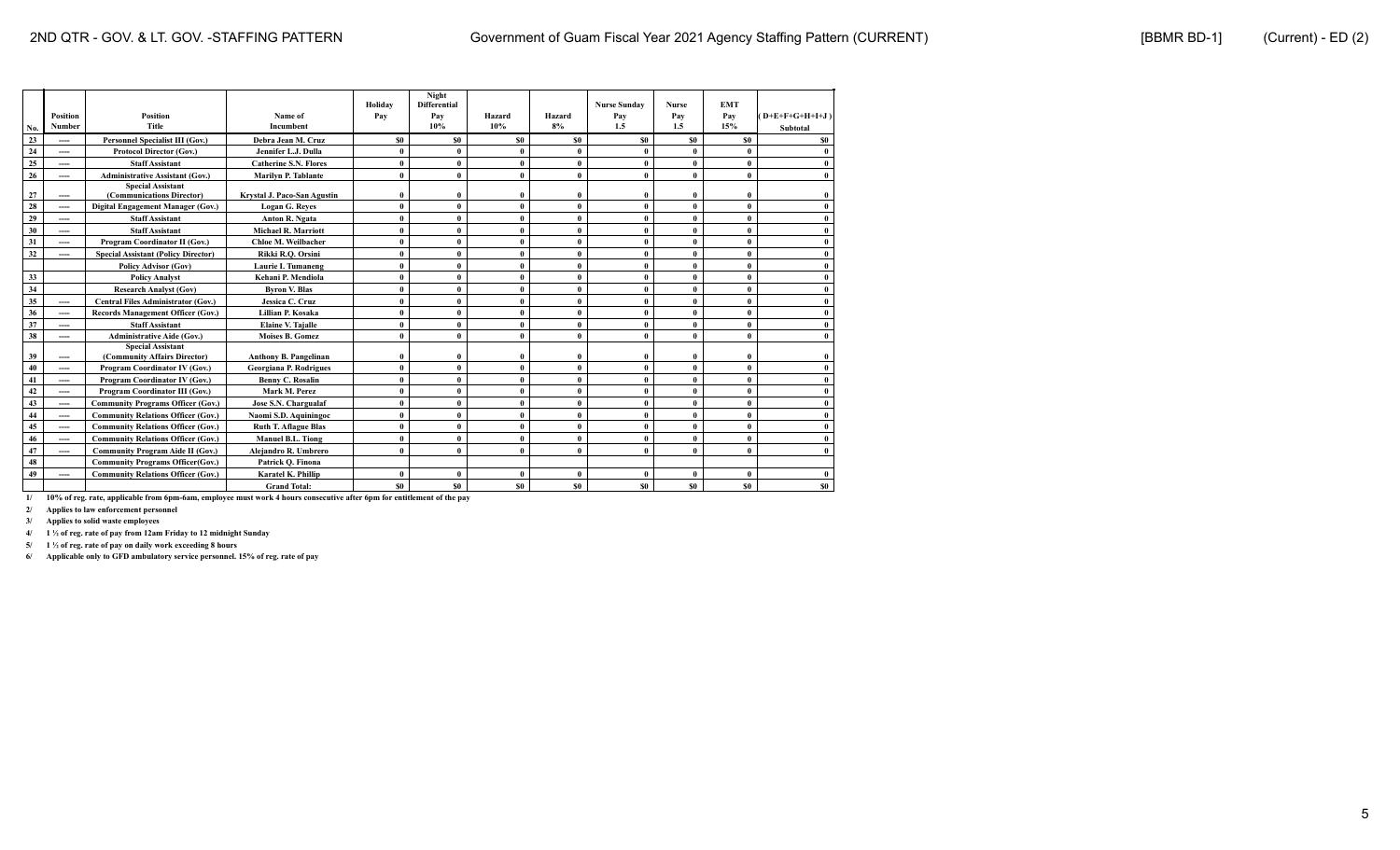| No. | Position Number | Position Title | Name of Incumbent | Holiday Pay | Night Differential Pay 10% | Hazard 10% | Hazard 8% | Nurse Sunday Pay 1.5 | Nurse Pay 1.5 | EMT Pay 15% | ( D+E+F+G+H+I+J ) Subtotal |
|---|---|---|---|---|---|---|---|---|---|---|---|
| 23 | ---- | Personnel Specialist III (Gov.) | Debra Jean M. Cruz | $0 | $0 | $0 | $0 | $0 | $0 | $0 | $0 |
| 24 | ---- | Protocol Director (Gov.) | Jennifer L.J. Dulla | 0 | 0 | 0 | 0 | 0 | 0 | 0 | 0 |
| 25 | ---- | Staff Assistant | Catherine S.N. Flores | 0 | 0 | 0 | 0 | 0 | 0 | 0 | 0 |
| 26 | ---- | Administrative Assistant (Gov.) | Marilyn P. Tablante | 0 | 0 | 0 | 0 | 0 | 0 | 0 | 0 |
| 27 | ---- | Special Assistant (Communications Director) | Krystal J. Paco-San Agustin | 0 | 0 | 0 | 0 | 0 | 0 | 0 | 0 |
| 28 | ---- | Digital Engagement Manager (Gov.) | Logan G. Reyes | 0 | 0 | 0 | 0 | 0 | 0 | 0 | 0 |
| 29 | ---- | Staff Assistant | Anton R. Ngata | 0 | 0 | 0 | 0 | 0 | 0 | 0 | 0 |
| 30 | ---- | Staff Assistant | Michael R. Marriott | 0 | 0 | 0 | 0 | 0 | 0 | 0 | 0 |
| 31 | ---- | Program Coordinator II (Gov.) | Chloe M. Weilbacher | 0 | 0 | 0 | 0 | 0 | 0 | 0 | 0 |
| 32 | ---- | Special Assistant (Policy Director) | Rikki R.Q. Orsini | 0 | 0 | 0 | 0 | 0 | 0 | 0 | 0 |
| | | Policy Advisor (Gov) | Laurie I. Tumaneng | 0 | 0 | 0 | 0 | 0 | 0 | 0 | 0 |
| 33 | | Policy Analyst | Kehani P. Mendiola | 0 | 0 | 0 | 0 | 0 | 0 | 0 | 0 |
| 34 | | Research Analyst (Gov) | Byron V. Blas | 0 | 0 | 0 | 0 | 0 | 0 | 0 | 0 |
| 35 | ---- | Central Files Administrator (Gov.) | Jessica C. Cruz | 0 | 0 | 0 | 0 | 0 | 0 | 0 | 0 |
| 36 | ---- | Records Management Officer (Gov.) | Lillian P. Kosaka | 0 | 0 | 0 | 0 | 0 | 0 | 0 | 0 |
| 37 | ---- | Staff Assistant | Elaine V. Tajalle | 0 | 0 | 0 | 0 | 0 | 0 | 0 | 0 |
| 38 | ---- | Administrative Aide (Gov.) | Moises B. Gomez | 0 | 0 | 0 | 0 | 0 | 0 | 0 | 0 |
| 39 | ---- | Special Assistant (Community Affairs Director) | Anthony B. Pangelinan | 0 | 0 | 0 | 0 | 0 | 0 | 0 | 0 |
| 40 | ---- | Program Coordinator IV (Gov.) | Georgiana P. Rodrigues | 0 | 0 | 0 | 0 | 0 | 0 | 0 | 0 |
| 41 | ---- | Program Coordinator IV (Gov.) | Benny C. Rosalin | 0 | 0 | 0 | 0 | 0 | 0 | 0 | 0 |
| 42 | ---- | Program Coordinator III (Gov.) | Mark M. Perez | 0 | 0 | 0 | 0 | 0 | 0 | 0 | 0 |
| 43 | ---- | Community Programs Officer (Gov.) | Jose S.N. Chargualaf | 0 | 0 | 0 | 0 | 0 | 0 | 0 | 0 |
| 44 | ---- | Community Relations Officer (Gov.) | Naomi S.D. Aquiningoc | 0 | 0 | 0 | 0 | 0 | 0 | 0 | 0 |
| 45 | ---- | Community Relations Officer (Gov.) | Ruth T. Aflague Blas | 0 | 0 | 0 | 0 | 0 | 0 | 0 | 0 |
| 46 | ---- | Community Relations Officer (Gov.) | Manuel B.L. Tiong | 0 | 0 | 0 | 0 | 0 | 0 | 0 | 0 |
| 47 | ---- | Community Program Aide II (Gov.) | Alejandro R. Umbrero | 0 | 0 | 0 | 0 | 0 | 0 | 0 | 0 |
| 48 | | Community Programs Officer(Gov.) | Patrick Q. Finona | | | | | | | | |
| 49 | ---- | Community Relations Officer (Gov.) | Karatel K. Phillip | 0 | 0 | 0 | 0 | 0 | 0 | 0 | 0 |
| | | | Grand Total: | $0 | $0 | $0 | $0 | $0 | $0 | $0 | $0 |

1/ 10% of reg. rate, applicable from 6pm-6am, employee must work 4 hours consecutive after 6pm for entitlement of the pay

2/ Applies to law enforcement personnel

3/ Applies to solid waste employees

4/ 1 ½ of reg. rate of pay from 12am Friday to 12 midnight Sunday

5/ 1 ½ of reg. rate of pay on daily work exceeding 8 hours

6/ Applicable only to GFD ambulatory service personnel. 15% of reg. rate of pay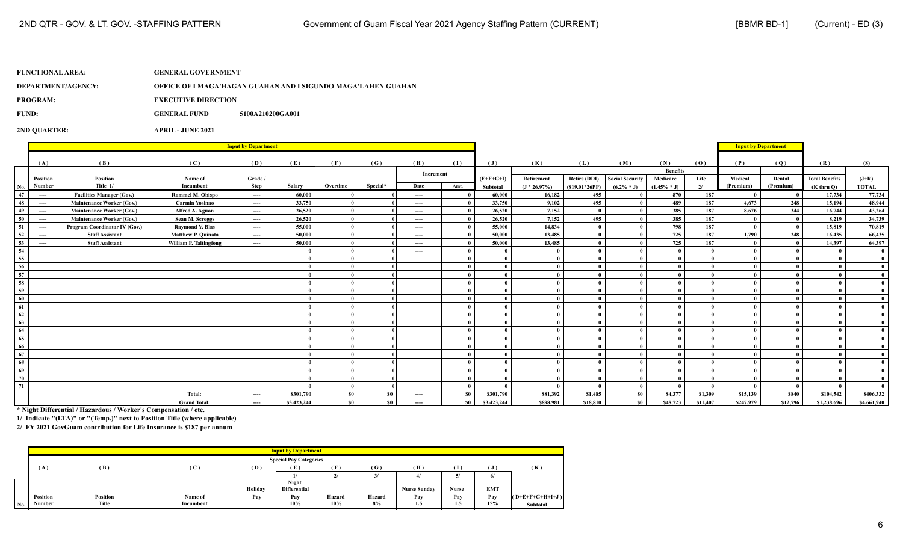**FUNCTIONAL AREA:** GENERAL GOVERNMENT

**DEPARTMENT/AGENCY:** OFFICE OF I MAGA'HAGAN GUAHAN AND I SIGUNDO MAGA'LAHEN GUAHAN

**PROGRAM:** EXECUTIVE DIRECTION

**FUND:** GENERAL FUND 5100A210200GA001

**2ND QUARTER:** APRIL - JUNE 2021

| | Input by Department | | | | | | | | | | | | | | | | Input by Department | | | |
|---|---|---|---|---|---|---|---|---|---|---|---|---|---|---|---|---|---|---|---|---|
| | (A) | (B) | (C) | (D) | (E) | (F) | (G) | (H) | (I) | (J) | (K) | (L) | (M) | (N) | (O) | (P) | (Q) | (R) | (S) |
| | | | | | | | | Increment | | | | | | Benefits | | | | | |
| No. | Position Number | Position Title 1/ | Name of Incumbent | Grade / Step | Salary | Overtime | Special* | Date | Amt. | (E+F+G+I) Subtotal | Retirement (J * 26.97%) | Retire (DDI) ($19.01*26PP) | Social Security (6.2% * J) | Medicare (1.45% * J) | Life 2/ | Medical (Premium) | Dental (Premium) | Total Benefits (K thru Q) | (J+R) TOTAL |
| 47 | ---- | Facilities Manager (Gov.) | Rommel M. Obispo | ---- | 60,000 | 0 | 0 | ---- | 0 | 60,000 | 16,182 | 495 | 0 | 870 | 187 | 0 | 0 | 17,734 | 77,734 |
| 48 | ---- | Maintenance Worker (Gov.) | Carmin Yosinao | ---- | 33,750 | 0 | 0 | ---- | 0 | 33,750 | 9,102 | 495 | 0 | 489 | 187 | 4,673 | 248 | 15,194 | 48,944 |
| 49 | ---- | Maintenance Worker (Gov.) | Alfred A. Aguon | ---- | 26,520 | 0 | 0 | ---- | 0 | 26,520 | 7,152 | 0 | 0 | 385 | 187 | 8,676 | 344 | 16,744 | 43,264 |
| 50 | ---- | Maintenance Worker (Gov.) | Sean M. Scroggs | ---- | 26,520 | 0 | 0 | ---- | 0 | 26,520 | 7,152 | 495 | 0 | 385 | 187 | 0 | 0 | 8,219 | 34,739 |
| 51 | ---- | Program Coordinator IV (Gov.) | Raymond Y. Blas | ---- | 55,000 | 0 | 0 | ---- | 0 | 55,000 | 14,834 | 0 | 0 | 798 | 187 | 0 | 0 | 15,819 | 70,819 |
| 52 | ---- | Staff Assistant | Matthew P. Quinata | ---- | 50,000 | 0 | 0 | ---- | 0 | 50,000 | 13,485 | 0 | 0 | 725 | 187 | 1,790 | 248 | 16,435 | 66,435 |
| 53 | ---- | Staff Assistant | William P. Taitingfong | ---- | 50,000 | 0 | 0 | ---- | 0 | 50,000 | 13,485 | 0 | 0 | 725 | 187 | 0 | 0 | 14,397 | 64,397 |
| 54 | | | | | 0 | 0 | 0 | ---- | 0 | 0 | 0 | 0 | 0 | 0 | 0 | 0 | 0 | 0 | 0 |
| 55 | | | | | 0 | 0 | 0 | | 0 | 0 | 0 | 0 | 0 | 0 | 0 | 0 | 0 | 0 | 0 |
| 56 | | | | | 0 | 0 | 0 | | 0 | 0 | 0 | 0 | 0 | 0 | 0 | 0 | 0 | 0 | 0 |
| 57 | | | | | 0 | 0 | 0 | | 0 | 0 | 0 | 0 | 0 | 0 | 0 | 0 | 0 | 0 | 0 |
| 58 | | | | | 0 | 0 | 0 | | 0 | 0 | 0 | 0 | 0 | 0 | 0 | 0 | 0 | 0 | 0 |
| 59 | | | | | 0 | 0 | 0 | | 0 | 0 | 0 | 0 | 0 | 0 | 0 | 0 | 0 | 0 | 0 |
| 60 | | | | | 0 | 0 | 0 | | 0 | 0 | 0 | 0 | 0 | 0 | 0 | 0 | 0 | 0 | 0 |
| 61 | | | | | 0 | 0 | 0 | | 0 | 0 | 0 | 0 | 0 | 0 | 0 | 0 | 0 | 0 | 0 |
| 62 | | | | | 0 | 0 | 0 | | 0 | 0 | 0 | 0 | 0 | 0 | 0 | 0 | 0 | 0 | 0 |
| 63 | | | | | 0 | 0 | 0 | | 0 | 0 | 0 | 0 | 0 | 0 | 0 | 0 | 0 | 0 | 0 |
| 64 | | | | | 0 | 0 | 0 | | 0 | 0 | 0 | 0 | 0 | 0 | 0 | 0 | 0 | 0 | 0 |
| 65 | | | | | 0 | 0 | 0 | | 0 | 0 | 0 | 0 | 0 | 0 | 0 | 0 | 0 | 0 | 0 |
| 66 | | | | | 0 | 0 | 0 | | 0 | 0 | 0 | 0 | 0 | 0 | 0 | 0 | 0 | 0 | 0 |
| 67 | | | | | 0 | 0 | 0 | | 0 | 0 | 0 | 0 | 0 | 0 | 0 | 0 | 0 | 0 | 0 |
| 68 | | | | | 0 | 0 | 0 | | 0 | 0 | 0 | 0 | 0 | 0 | 0 | 0 | 0 | 0 | 0 |
| 69 | | | | | 0 | 0 | 0 | | 0 | 0 | 0 | 0 | 0 | 0 | 0 | 0 | 0 | 0 | 0 |
| 70 | | | | | 0 | 0 | 0 | | 0 | 0 | 0 | 0 | 0 | 0 | 0 | 0 | 0 | 0 | 0 |
| 71 | | | | | 0 | 0 | 0 | | 0 | 0 | 0 | 0 | 0 | 0 | 0 | 0 | 0 | 0 | 0 |
| | | | Total: | ---- | $301,790 | $0 | $0 | ---- | $0 | $301,790 | $81,392 | $1,485 | $0 | $4,377 | $1,309 | $15,139 | $840 | $104,542 | $406,332 |
| | | | Grand Total: | ---- | $3,423,244 | $0 | $0 | ---- | $0 | $3,423,244 | $898,981 | $18,810 | $0 | $48,723 | $11,407 | $247,979 | $12,796 | $1,238,696 | $4,661,940 |

\* Night Differential / Hazardous / Worker's Compensation / etc.

1/ Indicate "(LTA)" or "(Temp.)" next to Position Title (where applicable)

2/ FY 2021 GovGuam contribution for Life Insurance is $187 per annum

| | Input by Department | | | | | | | | | | |
|---|---|---|---|---|---|---|---|---|---|---|---|
| | | | | | Special Pay Categories | | | | | | |
| | (A) | (B) | (C) | (D) | (E) | (F) | (G) | (H) | (I) | (J) | (K) |
| | | | | | 1/ | 2/ | 3/ | 4/ | 5/ | 6/ | |
| No. | Position Number | Position Title | Name of Incumbent | Holiday Pay | Night Differential Pay 10% | Hazard 10% | Hazard 8% | Nurse Sunday Pay 1.5 | Nurse Pay 1.5 | EMT Pay 15% | (D+E+F+G+H+I+J) Subtotal |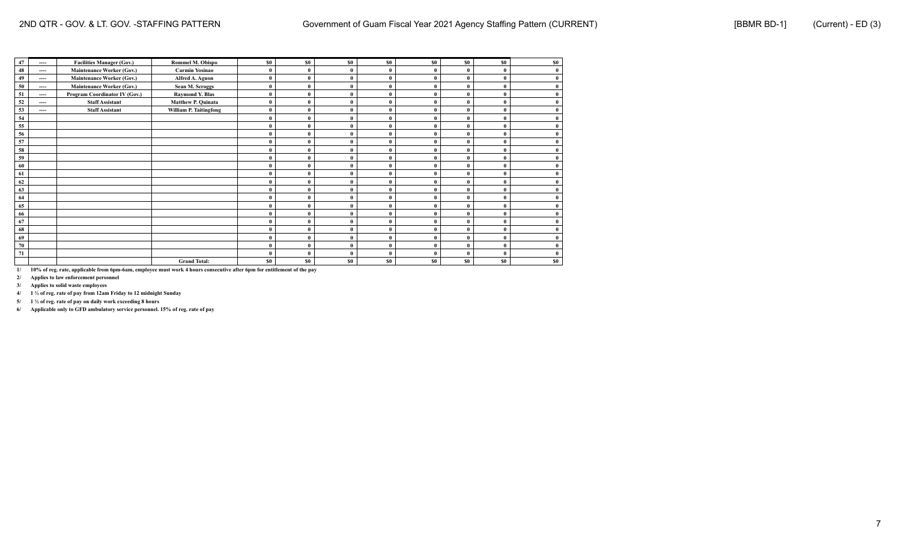| | | | | | | | | | | | |
|---|---|---|---|---|---|---|---|---|---|---|---|
| 47 | ---- | Facilities Manager (Gov.) | Rommel M. Obispo | $0 | $0 | $0 | $0 | $0 | $0 | $0 | $0 |
| 48 | ---- | Maintenance Worker (Gov.) | Carmin Yosinao | 0 | 0 | 0 | 0 | 0 | 0 | 0 | 0 |
| 49 | ---- | Maintenance Worker (Gov.) | Alfred A. Aguon | 0 | 0 | 0 | 0 | 0 | 0 | 0 | 0 |
| 50 | ---- | Maintenance Worker (Gov.) | Sean M. Scroggs | 0 | 0 | 0 | 0 | 0 | 0 | 0 | 0 |
| 51 | ---- | Program Coordinator IV (Gov.) | Raymond Y. Blas | 0 | 0 | 0 | 0 | 0 | 0 | 0 | 0 |
| 52 | ---- | Staff Assistant | Matthew P. Quinata | 0 | 0 | 0 | 0 | 0 | 0 | 0 | 0 |
| 53 | ---- | Staff Assistant | William P. Taitingfong | 0 | 0 | 0 | 0 | 0 | 0 | 0 | 0 |
| 54 | | | | 0 | 0 | 0 | 0 | 0 | 0 | 0 | 0 |
| 55 | | | | 0 | 0 | 0 | 0 | 0 | 0 | 0 | 0 |
| 56 | | | | 0 | 0 | 0 | 0 | 0 | 0 | 0 | 0 |
| 57 | | | | 0 | 0 | 0 | 0 | 0 | 0 | 0 | 0 |
| 58 | | | | 0 | 0 | 0 | 0 | 0 | 0 | 0 | 0 |
| 59 | | | | 0 | 0 | 0 | 0 | 0 | 0 | 0 | 0 |
| 60 | | | | 0 | 0 | 0 | 0 | 0 | 0 | 0 | 0 |
| 61 | | | | 0 | 0 | 0 | 0 | 0 | 0 | 0 | 0 |
| 62 | | | | 0 | 0 | 0 | 0 | 0 | 0 | 0 | 0 |
| 63 | | | | 0 | 0 | 0 | 0 | 0 | 0 | 0 | 0 |
| 64 | | | | 0 | 0 | 0 | 0 | 0 | 0 | 0 | 0 |
| 65 | | | | 0 | 0 | 0 | 0 | 0 | 0 | 0 | 0 |
| 66 | | | | 0 | 0 | 0 | 0 | 0 | 0 | 0 | 0 |
| 67 | | | | 0 | 0 | 0 | 0 | 0 | 0 | 0 | 0 |
| 68 | | | | 0 | 0 | 0 | 0 | 0 | 0 | 0 | 0 |
| 69 | | | | 0 | 0 | 0 | 0 | 0 | 0 | 0 | 0 |
| 70 | | | | 0 | 0 | 0 | 0 | 0 | 0 | 0 | 0 |
| 71 | | | | 0 | 0 | 0 | 0 | 0 | 0 | 0 | 0 |
| | | | Grand Total: | $0 | $0 | $0 | $0 | $0 | $0 | $0 | $0 |

1/ 10% of reg. rate, applicable from 6pm-6am, employee must work 4 hours consecutive after 6pm for entitlement of the pay

2/ Applies to law enforcement personnel

3/ Applies to solid waste employees

4/ 1 ½ of reg. rate of pay from 12am Friday to 12 midnight Sunday

5/ 1 ½ of reg. rate of pay on daily work exceeding 8 hours

6/ Applicable only to GFD ambulatory service personnel. 15% of reg. rate of pay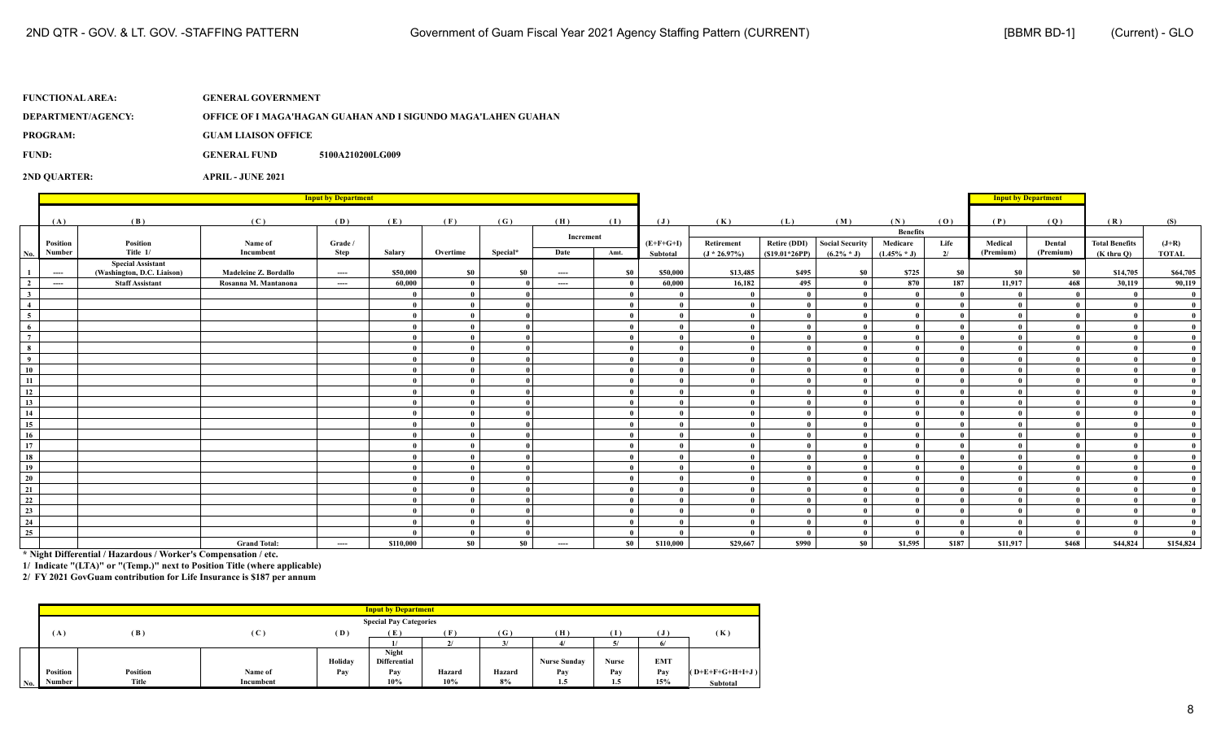**FUNCTIONAL AREA:** GENERAL GOVERNMENT

**DEPARTMENT/AGENCY:** OFFICE OF I MAGA'HAGAN GUAHAN AND I SIGUNDO MAGA'LAHEN GUAHAN

**PROGRAM:** GUAM LIAISON OFFICE

**FUND:** GENERAL FUND 5100A210200LG009

**2ND QUARTER:** APRIL - JUNE 2021

| | Input by Department | | | | | | | | | | | | | | | Input by Department | | | |
|---|---|---|---|---|---|---|---|---|---|---|---|---|---|---|---|---|---|---|---|
| | (A) | (B) | (C) | (D) | (E) | (F) | (G) | (H) | (I) | (J) | (K) | (L) | (M) | (N) | (O) | (P) | (Q) | (R) | (S) |
| | | | | | | | | Increment | | | | | | Benefits | | | | | |
| No. | Position Number | Position Title 1/ | Name of Incumbent | Grade / Step | Salary | Overtime | Special* | Date | Amt. | (E+F+G+I) Subtotal | Retirement (J * 26.97%) | Retire (DDI) ($19.01*26PP) | Social Security (6.2% * J) | Medicare (1.45% * J) | Life 2/ | Medical (Premium) | Dental (Premium) | Total Benefits (K thru Q) | (J+R) TOTAL |
| 1 | ---- | Special Assistant (Washington, D.C. Liaison) | Madeleine Z. Bordallo | ---- | $50,000 | $0 | $0 | ---- | $0 | $50,000 | $13,485 | $495 | $0 | $725 | $0 | $0 | $0 | $14,705 | $64,705 |
| 2 | ---- | Staff Assistant | Rosanna M. Mantanona | ---- | 60,000 | 0 | 0 | ---- | 0 | 60,000 | 16,182 | 495 | 0 | 870 | 187 | 11,917 | 468 | 30,119 | 90,119 |
| 3 | | | | | 0 | 0 | 0 | | 0 | 0 | 0 | 0 | 0 | 0 | 0 | 0 | 0 | 0 | 0 |
| 4 | | | | | 0 | 0 | 0 | | 0 | 0 | 0 | 0 | 0 | 0 | 0 | 0 | 0 | 0 | 0 |
| 5 | | | | | 0 | 0 | 0 | | 0 | 0 | 0 | 0 | 0 | 0 | 0 | 0 | 0 | 0 | 0 |
| 6 | | | | | 0 | 0 | 0 | | 0 | 0 | 0 | 0 | 0 | 0 | 0 | 0 | 0 | 0 | 0 |
| 7 | | | | | 0 | 0 | 0 | | 0 | 0 | 0 | 0 | 0 | 0 | 0 | 0 | 0 | 0 | 0 |
| 8 | | | | | 0 | 0 | 0 | | 0 | 0 | 0 | 0 | 0 | 0 | 0 | 0 | 0 | 0 | 0 |
| 9 | | | | | 0 | 0 | 0 | | 0 | 0 | 0 | 0 | 0 | 0 | 0 | 0 | 0 | 0 | 0 |
| 10 | | | | | 0 | 0 | 0 | | 0 | 0 | 0 | 0 | 0 | 0 | 0 | 0 | 0 | 0 | 0 |
| 11 | | | | | 0 | 0 | 0 | | 0 | 0 | 0 | 0 | 0 | 0 | 0 | 0 | 0 | 0 | 0 |
| 12 | | | | | 0 | 0 | 0 | | 0 | 0 | 0 | 0 | 0 | 0 | 0 | 0 | 0 | 0 | 0 |
| 13 | | | | | 0 | 0 | 0 | | 0 | 0 | 0 | 0 | 0 | 0 | 0 | 0 | 0 | 0 | 0 |
| 14 | | | | | 0 | 0 | 0 | | 0 | 0 | 0 | 0 | 0 | 0 | 0 | 0 | 0 | 0 | 0 |
| 15 | | | | | 0 | 0 | 0 | | 0 | 0 | 0 | 0 | 0 | 0 | 0 | 0 | 0 | 0 | 0 |
| 16 | | | | | 0 | 0 | 0 | | 0 | 0 | 0 | 0 | 0 | 0 | 0 | 0 | 0 | 0 | 0 |
| 17 | | | | | 0 | 0 | 0 | | 0 | 0 | 0 | 0 | 0 | 0 | 0 | 0 | 0 | 0 | 0 |
| 18 | | | | | 0 | 0 | 0 | | 0 | 0 | 0 | 0 | 0 | 0 | 0 | 0 | 0 | 0 | 0 |
| 19 | | | | | 0 | 0 | 0 | | 0 | 0 | 0 | 0 | 0 | 0 | 0 | 0 | 0 | 0 | 0 |
| 20 | | | | | 0 | 0 | 0 | | 0 | 0 | 0 | 0 | 0 | 0 | 0 | 0 | 0 | 0 | 0 |
| 21 | | | | | 0 | 0 | 0 | | 0 | 0 | 0 | 0 | 0 | 0 | 0 | 0 | 0 | 0 | 0 |
| 22 | | | | | 0 | 0 | 0 | | 0 | 0 | 0 | 0 | 0 | 0 | 0 | 0 | 0 | 0 | 0 |
| 23 | | | | | 0 | 0 | 0 | | 0 | 0 | 0 | 0 | 0 | 0 | 0 | 0 | 0 | 0 | 0 |
| 24 | | | | | 0 | 0 | 0 | | 0 | 0 | 0 | 0 | 0 | 0 | 0 | 0 | 0 | 0 | 0 |
| 25 | | | | | 0 | 0 | 0 | | 0 | 0 | 0 | 0 | 0 | 0 | 0 | 0 | 0 | 0 | 0 |
| | | | Grand Total: | ---- | $110,000 | $0 | $0 | ---- | $0 | $110,000 | $29,667 | $990 | $0 | $1,595 | $187 | $11,917 | $468 | $44,824 | $154,824 |

\* Night Differential / Hazardous / Worker's Compensation / etc.

1/ Indicate "(LTA)" or "(Temp.)" next to Position Title (where applicable)

2/ FY 2021 GovGuam contribution for Life Insurance is $187 per annum

| | Input by Department | | | | | | | | | | |
|---|---|---|---|---|---|---|---|---|---|---|---|
| | | | | | Special Pay Categories | | | | | | |
| | (A) | (B) | (C) | (D) | (E) | (F) | (G) | (H) | (I) | (J) | (K) |
| | | | | | 1/ | 2/ | 3/ | 4/ | 5/ | 6/ | |
| No. | Position Number | Position Title | Name of Incumbent | Holiday Pay | Night Differential Pay 10% | Hazard 10% | Hazard 8% | Nurse Sunday Pay 1.5 | Nurse Pay 1.5 | EMT Pay 15% | (D+E+F+G+H+I+J) Subtotal |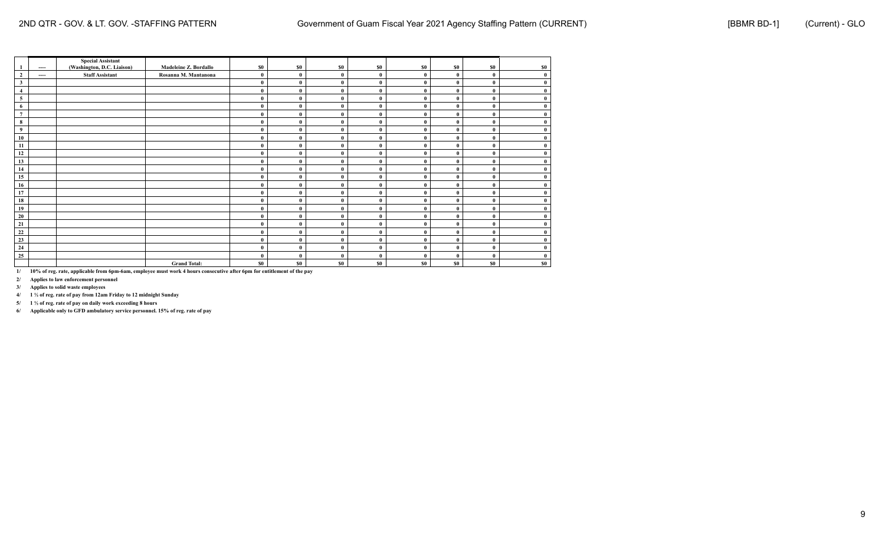| | | | | | | | | | | | |
|---|---|---|---|---|---|---|---|---|---|---|---|
| 1 | ---- | Special Assistant (Washington, D.C. Liaison) | Madeleine Z. Bordallo | $0 | $0 | $0 | $0 | $0 | $0 | $0 | $0 |
| 2 | ---- | Staff Assistant | Rosanna M. Mantanona | 0 | 0 | 0 | 0 | 0 | 0 | 0 | 0 |
| 3 | | | | 0 | 0 | 0 | 0 | 0 | 0 | 0 | 0 |
| 4 | | | | 0 | 0 | 0 | 0 | 0 | 0 | 0 | 0 |
| 5 | | | | 0 | 0 | 0 | 0 | 0 | 0 | 0 | 0 |
| 6 | | | | 0 | 0 | 0 | 0 | 0 | 0 | 0 | 0 |
| 7 | | | | 0 | 0 | 0 | 0 | 0 | 0 | 0 | 0 |
| 8 | | | | 0 | 0 | 0 | 0 | 0 | 0 | 0 | 0 |
| 9 | | | | 0 | 0 | 0 | 0 | 0 | 0 | 0 | 0 |
| 10 | | | | 0 | 0 | 0 | 0 | 0 | 0 | 0 | 0 |
| 11 | | | | 0 | 0 | 0 | 0 | 0 | 0 | 0 | 0 |
| 12 | | | | 0 | 0 | 0 | 0 | 0 | 0 | 0 | 0 |
| 13 | | | | 0 | 0 | 0 | 0 | 0 | 0 | 0 | 0 |
| 14 | | | | 0 | 0 | 0 | 0 | 0 | 0 | 0 | 0 |
| 15 | | | | 0 | 0 | 0 | 0 | 0 | 0 | 0 | 0 |
| 16 | | | | 0 | 0 | 0 | 0 | 0 | 0 | 0 | 0 |
| 17 | | | | 0 | 0 | 0 | 0 | 0 | 0 | 0 | 0 |
| 18 | | | | 0 | 0 | 0 | 0 | 0 | 0 | 0 | 0 |
| 19 | | | | 0 | 0 | 0 | 0 | 0 | 0 | 0 | 0 |
| 20 | | | | 0 | 0 | 0 | 0 | 0 | 0 | 0 | 0 |
| 21 | | | | 0 | 0 | 0 | 0 | 0 | 0 | 0 | 0 |
| 22 | | | | 0 | 0 | 0 | 0 | 0 | 0 | 0 | 0 |
| 23 | | | | 0 | 0 | 0 | 0 | 0 | 0 | 0 | 0 |
| 24 | | | | 0 | 0 | 0 | 0 | 0 | 0 | 0 | 0 |
| 25 | | | | 0 | 0 | 0 | 0 | 0 | 0 | 0 | 0 |
| | | | Grand Total: | $0 | $0 | $0 | $0 | $0 | $0 | $0 | $0 |

1/ 10% of reg. rate, applicable from 6pm-6am, employee must work 4 hours consecutive after 6pm for entitlement of the pay

2/ Applies to law enforcement personnel

3/ Applies to solid waste employees

4/ 1 ½ of reg. rate of pay from 12am Friday to 12 midnight Sunday

5/ 1 ½ of reg. rate of pay on daily work exceeding 8 hours

6/ Applicable only to GFD ambulatory service personnel. 15% of reg. rate of pay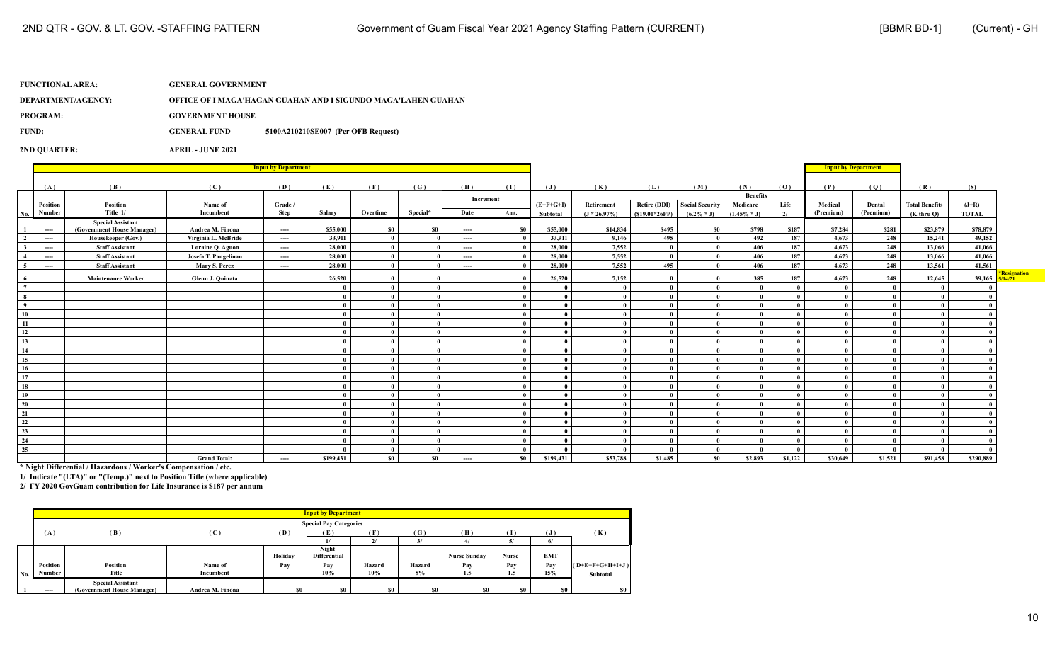2ND QTR - GOV. & LT. GOV. -STAFFING PATTERN — Government of Guam Fiscal Year 2021 Agency Staffing Pattern (CURRENT) — [BBMR BD-1] (Current) - GH

**FUNCTIONAL AREA:** GENERAL GOVERNMENT

**DEPARTMENT/AGENCY:** OFFICE OF I MAGA'HAGAN GUAHAN AND I SIGUNDO MAGA'LAHEN GUAHAN

**PROGRAM:** GOVERNMENT HOUSE

**FUND:** GENERAL FUND 5100A210210SE007 (Per OFB Request)

**2ND QUARTER:** APRIL - JUNE 2021

| No. | (A) Position Number | (B) Position Title 1/ | (C) Name of Incumbent | (D) Grade / Step | (E) Salary | (F) Overtime | (G) Special* | (H) Increment Date | (I) Increment Amt. | (J) (E+F+G+I) Subtotal | (K) Retirement (J * 26.97%) | (L) Retire (DDI) ($19.01*26PP) | (M) Social Security (6.2% * J) | (N) Medicare (1.45% * J) | (O) Life 2/ | (P) Medical (Premium) | (Q) Dental (Premium) | (R) Total Benefits (K thru Q) | (S) (J+R) TOTAL | |
|---|---|---|---|---|---|---|---|---|---|---|---|---|---|---|---|---|---|---|---|---|
| 1 | ---- | Special Assistant (Government House Manager) | Andrea M. Finona | ---- | $55,000 | $0 | $0 | ---- | $0 | $55,000 | $14,834 | $495 | $0 | $798 | $187 | $7,284 | $281 | $23,879 | $78,879 | |
| 2 | ---- | Housekeeper (Gov.) | Virginia L. McBride | ---- | 33,911 | 0 | 0 | ---- | 0 | 33,911 | 9,146 | 495 | 0 | 492 | 187 | 4,673 | 248 | 15,241 | 49,152 | |
| 3 | ---- | Staff Assistant | Loraine Q. Aguon | ---- | 28,000 | 0 | 0 | ---- | 0 | 28,000 | 7,552 | 0 | 0 | 406 | 187 | 4,673 | 248 | 13,066 | 41,066 | |
| 4 | ---- | Staff Assistant | Josefa T. Pangelinan | ---- | 28,000 | 0 | 0 | ---- | 0 | 28,000 | 7,552 | 0 | 0 | 406 | 187 | 4,673 | 248 | 13,066 | 41,066 | |
| 5 | ---- | Staff Assistant | Mary S. Perez | ---- | 28,000 | 0 | 0 | ---- | 0 | 28,000 | 7,552 | 495 | 0 | 406 | 187 | 4,673 | 248 | 13,561 | 41,561 | |
| 6 | | Maintenance Worker | Glenn J. Quinata | | 26,520 | 0 | 0 | | 0 | 26,520 | 7,152 | 0 | 0 | 385 | 187 | 4,673 | 248 | 12,645 | 39,165 | *Resignation 5/14/21 |
| 7 | | | | | 0 | 0 | 0 | | 0 | 0 | 0 | 0 | 0 | 0 | 0 | 0 | 0 | 0 | 0 | |
| 8 | | | | | 0 | 0 | 0 | | 0 | 0 | 0 | 0 | 0 | 0 | 0 | 0 | 0 | 0 | 0 | |
| 9 | | | | | 0 | 0 | 0 | | 0 | 0 | 0 | 0 | 0 | 0 | 0 | 0 | 0 | 0 | 0 | |
| 10 | | | | | 0 | 0 | 0 | | 0 | 0 | 0 | 0 | 0 | 0 | 0 | 0 | 0 | 0 | 0 | |
| 11 | | | | | 0 | 0 | 0 | | 0 | 0 | 0 | 0 | 0 | 0 | 0 | 0 | 0 | 0 | 0 | |
| 12 | | | | | 0 | 0 | 0 | | 0 | 0 | 0 | 0 | 0 | 0 | 0 | 0 | 0 | 0 | 0 | |
| 13 | | | | | 0 | 0 | 0 | | 0 | 0 | 0 | 0 | 0 | 0 | 0 | 0 | 0 | 0 | 0 | |
| 14 | | | | | 0 | 0 | 0 | | 0 | 0 | 0 | 0 | 0 | 0 | 0 | 0 | 0 | 0 | 0 | |
| 15 | | | | | 0 | 0 | 0 | | 0 | 0 | 0 | 0 | 0 | 0 | 0 | 0 | 0 | 0 | 0 | |
| 16 | | | | | 0 | 0 | 0 | | 0 | 0 | 0 | 0 | 0 | 0 | 0 | 0 | 0 | 0 | 0 | |
| 17 | | | | | 0 | 0 | 0 | | 0 | 0 | 0 | 0 | 0 | 0 | 0 | 0 | 0 | 0 | 0 | |
| 18 | | | | | 0 | 0 | 0 | | 0 | 0 | 0 | 0 | 0 | 0 | 0 | 0 | 0 | 0 | 0 | |
| 19 | | | | | 0 | 0 | 0 | | 0 | 0 | 0 | 0 | 0 | 0 | 0 | 0 | 0 | 0 | 0 | |
| 20 | | | | | 0 | 0 | 0 | | 0 | 0 | 0 | 0 | 0 | 0 | 0 | 0 | 0 | 0 | 0 | |
| 21 | | | | | 0 | 0 | 0 | | 0 | 0 | 0 | 0 | 0 | 0 | 0 | 0 | 0 | 0 | 0 | |
| 22 | | | | | 0 | 0 | 0 | | 0 | 0 | 0 | 0 | 0 | 0 | 0 | 0 | 0 | 0 | 0 | |
| 23 | | | | | 0 | 0 | 0 | | 0 | 0 | 0 | 0 | 0 | 0 | 0 | 0 | 0 | 0 | 0 | |
| 24 | | | | | 0 | 0 | 0 | | 0 | 0 | 0 | 0 | 0 | 0 | 0 | 0 | 0 | 0 | 0 | |
| 25 | | | | | 0 | 0 | 0 | | 0 | 0 | 0 | 0 | 0 | 0 | 0 | 0 | 0 | 0 | 0 | |
| | | | Grand Total: | ---- | $199,431 | $0 | $0 | ---- | $0 | $199,431 | $53,788 | $1,485 | $0 | $2,893 | $1,122 | $30,649 | $1,521 | $91,458 | $290,889 | |

\* Night Differential / Hazardous / Worker's Compensation / etc.

1/ Indicate "(LTA)" or "(Temp.)" next to Position Title (where applicable)

2/ FY 2020 GovGuam contribution for Life Insurance is $187 per annum

**Special Pay Categories** (Input by Department)

| No. | (A) Position Number | (B) Position Title | (C) Name of Incumbent | (D) Holiday Pay | (E) 1/ Night Differential Pay 10% | (F) 2/ Hazard 10% | (G) 3/ Hazard 8% | (H) 4/ Nurse Sunday Pay 1.5 | (I) 5/ Nurse Pay 1.5 | (J) 6/ EMT Pay 15% | (K) (D+E+F+G+H+I+J) Subtotal |
|---|---|---|---|---|---|---|---|---|---|---|---|
| 1 | ---- | Special Assistant (Government House Manager) | Andrea M. Finona | $0 | $0 | $0 | $0 | $0 | $0 | $0 | $0 |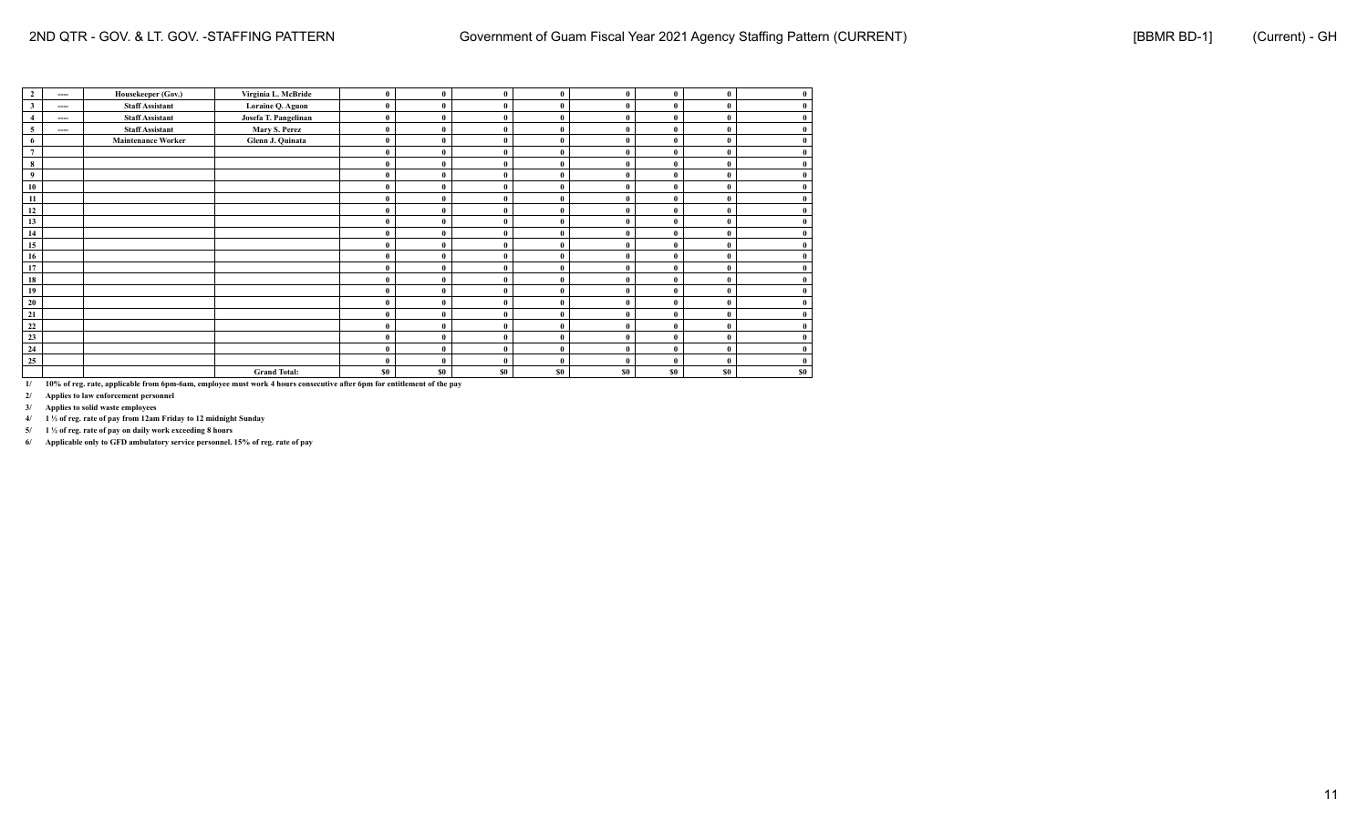| 2 | ---- | Housekeeper (Gov.) | Virginia L. McBride | 0 | 0 | 0 | 0 | 0 | 0 | 0 | 0 |
|---|---|---|---|---|---|---|---|---|---|---|---|
| 3 | ---- | Staff Assistant | Loraine Q. Aguon | 0 | 0 | 0 | 0 | 0 | 0 | 0 | 0 |
| 4 | ---- | Staff Assistant | Josefa T. Pangelinan | 0 | 0 | 0 | 0 | 0 | 0 | 0 | 0 |
| 5 | ---- | Staff Assistant | Mary S. Perez | 0 | 0 | 0 | 0 | 0 | 0 | 0 | 0 |
| 6 | | Maintenance Worker | Glenn J. Quinata | 0 | 0 | 0 | 0 | 0 | 0 | 0 | 0 |
| 7 | | | | 0 | 0 | 0 | 0 | 0 | 0 | 0 | 0 |
| 8 | | | | 0 | 0 | 0 | 0 | 0 | 0 | 0 | 0 |
| 9 | | | | 0 | 0 | 0 | 0 | 0 | 0 | 0 | 0 |
| 10 | | | | 0 | 0 | 0 | 0 | 0 | 0 | 0 | 0 |
| 11 | | | | 0 | 0 | 0 | 0 | 0 | 0 | 0 | 0 |
| 12 | | | | 0 | 0 | 0 | 0 | 0 | 0 | 0 | 0 |
| 13 | | | | 0 | 0 | 0 | 0 | 0 | 0 | 0 | 0 |
| 14 | | | | 0 | 0 | 0 | 0 | 0 | 0 | 0 | 0 |
| 15 | | | | 0 | 0 | 0 | 0 | 0 | 0 | 0 | 0 |
| 16 | | | | 0 | 0 | 0 | 0 | 0 | 0 | 0 | 0 |
| 17 | | | | 0 | 0 | 0 | 0 | 0 | 0 | 0 | 0 |
| 18 | | | | 0 | 0 | 0 | 0 | 0 | 0 | 0 | 0 |
| 19 | | | | 0 | 0 | 0 | 0 | 0 | 0 | 0 | 0 |
| 20 | | | | 0 | 0 | 0 | 0 | 0 | 0 | 0 | 0 |
| 21 | | | | 0 | 0 | 0 | 0 | 0 | 0 | 0 | 0 |
| 22 | | | | 0 | 0 | 0 | 0 | 0 | 0 | 0 | 0 |
| 23 | | | | 0 | 0 | 0 | 0 | 0 | 0 | 0 | 0 |
| 24 | | | | 0 | 0 | 0 | 0 | 0 | 0 | 0 | 0 |
| 25 | | | | 0 | 0 | 0 | 0 | 0 | 0 | 0 | 0 |
| | | | **Grand Total:** | $0 | $0 | $0 | $0 | $0 | $0 | $0 | $0 |

1/ 10% of reg. rate, applicable from 6pm-6am, employee must work 4 hours consecutive after 6pm for entitlement of the pay

2/ Applies to law enforcement personnel

3/ Applies to solid waste employees

4/ 1 ½ of reg. rate of pay from 12am Friday to 12 midnight Sunday

5/ 1 ½ of reg. rate of pay on daily work exceeding 8 hours

6/ Applicable only to GFD ambulatory service personnel. 15% of reg. rate of pay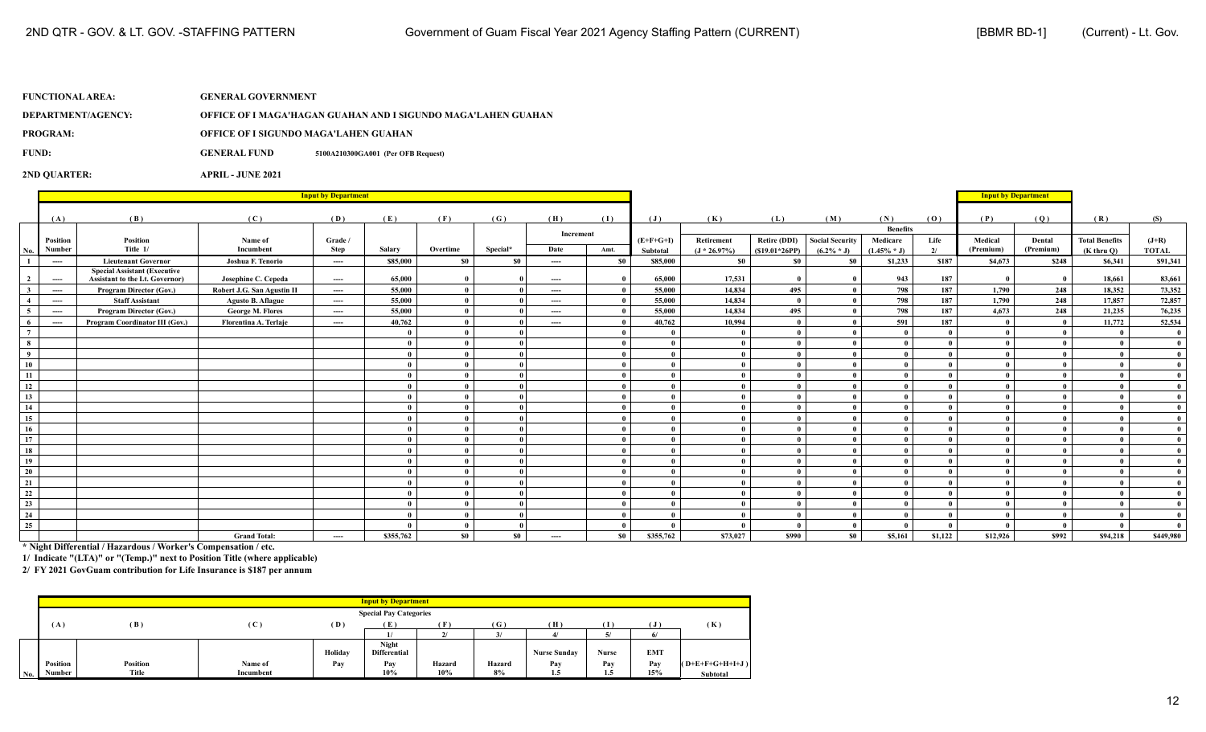**FUNCTIONAL AREA:** GENERAL GOVERNMENT

**DEPARTMENT/AGENCY:** OFFICE OF I MAGA'HAGAN GUAHAN AND I SIGUNDO MAGA'LAHEN GUAHAN

**PROGRAM:** OFFICE OF I SIGUNDO MAGA'LAHEN GUAHAN

**FUND:** GENERAL FUND 5100A210300GA001 (Per OFB Request)

**2ND QUARTER:** APRIL - JUNE 2021

| | (A) | (B) | (C) | (D) | (E) | (F) | (G) | (H) | (I) | (J) | (K) | (L) | (M) | (N) | (O) | (P) | (Q) | (R) | (S) |
|---|---|---|---|---|---|---|---|---|---|---|---|---|---|---|---|---|---|---|---|
| | | | | | | | | Increment | | | | | | Benefits | | | | | |
| No. | Position Number | Position Title 1/ | Name of Incumbent | Grade / Step | Salary | Overtime | Special* | Date | Amt. | (E+F+G+I) Subtotal | Retirement (J * 26.97%) | Retire (DDI) ($19.01*26PP) | Social Security (6.2% * J) | Medicare (1.45% * J) | Life 2/ | Medical (Premium) | Dental (Premium) | Total Benefits (K thru Q) | (J+R) TOTAL |
| 1 | ---- | Lieutenant Governor | Joshua F. Tenorio | ---- | $85,000 | $0 | $0 | ---- | $0 | $85,000 | $0 | $0 | $0 | $1,233 | $187 | $4,673 | $248 | $6,341 | $91,341 |
| 2 | ---- | Special Assistant (Executive Assistant to the Lt. Governor) | Josephine C. Cepeda | ---- | 65,000 | 0 | 0 | ---- | 0 | 65,000 | 17,531 | 0 | 0 | 943 | 187 | 0 | 0 | 18,661 | 83,661 |
| 3 | ---- | Program Director (Gov.) | Robert J.G. San Agustin II | ---- | 55,000 | 0 | 0 | ---- | 0 | 55,000 | 14,834 | 495 | 0 | 798 | 187 | 1,790 | 248 | 18,352 | 73,352 |
| 4 | ---- | Staff Assistant | Agusto B. Aflague | ---- | 55,000 | 0 | 0 | ---- | 0 | 55,000 | 14,834 | 0 | 0 | 798 | 187 | 1,790 | 248 | 17,857 | 72,857 |
| 5 | ---- | Program Director (Gov.) | George M. Flores | ---- | 55,000 | 0 | 0 | ---- | 0 | 55,000 | 14,834 | 495 | 0 | 798 | 187 | 4,673 | 248 | 21,235 | 76,235 |
| 6 | ---- | Program Coordinator III (Gov.) | Florentina A. Terlaje | ---- | 40,762 | 0 | 0 | ---- | 0 | 40,762 | 10,994 | 0 | 0 | 591 | 187 | 0 | 0 | 11,772 | 52,534 |
| 7 | | | | | 0 | 0 | 0 | | 0 | 0 | 0 | 0 | 0 | 0 | 0 | 0 | 0 | 0 | 0 |
| 8 | | | | | 0 | 0 | 0 | | 0 | 0 | 0 | 0 | 0 | 0 | 0 | 0 | 0 | 0 | 0 |
| 9 | | | | | 0 | 0 | 0 | | 0 | 0 | 0 | 0 | 0 | 0 | 0 | 0 | 0 | 0 | 0 |
| 10 | | | | | 0 | 0 | 0 | | 0 | 0 | 0 | 0 | 0 | 0 | 0 | 0 | 0 | 0 | 0 |
| 11 | | | | | 0 | 0 | 0 | | 0 | 0 | 0 | 0 | 0 | 0 | 0 | 0 | 0 | 0 | 0 |
| 12 | | | | | 0 | 0 | 0 | | 0 | 0 | 0 | 0 | 0 | 0 | 0 | 0 | 0 | 0 | 0 |
| 13 | | | | | 0 | 0 | 0 | | 0 | 0 | 0 | 0 | 0 | 0 | 0 | 0 | 0 | 0 | 0 |
| 14 | | | | | 0 | 0 | 0 | | 0 | 0 | 0 | 0 | 0 | 0 | 0 | 0 | 0 | 0 | 0 |
| 15 | | | | | 0 | 0 | 0 | | 0 | 0 | 0 | 0 | 0 | 0 | 0 | 0 | 0 | 0 | 0 |
| 16 | | | | | 0 | 0 | 0 | | 0 | 0 | 0 | 0 | 0 | 0 | 0 | 0 | 0 | 0 | 0 |
| 17 | | | | | 0 | 0 | 0 | | 0 | 0 | 0 | 0 | 0 | 0 | 0 | 0 | 0 | 0 | 0 |
| 18 | | | | | 0 | 0 | 0 | | 0 | 0 | 0 | 0 | 0 | 0 | 0 | 0 | 0 | 0 | 0 |
| 19 | | | | | 0 | 0 | 0 | | 0 | 0 | 0 | 0 | 0 | 0 | 0 | 0 | 0 | 0 | 0 |
| 20 | | | | | 0 | 0 | 0 | | 0 | 0 | 0 | 0 | 0 | 0 | 0 | 0 | 0 | 0 | 0 |
| 21 | | | | | 0 | 0 | 0 | | 0 | 0 | 0 | 0 | 0 | 0 | 0 | 0 | 0 | 0 | 0 |
| 22 | | | | | 0 | 0 | 0 | | 0 | 0 | 0 | 0 | 0 | 0 | 0 | 0 | 0 | 0 | 0 |
| 23 | | | | | 0 | 0 | 0 | | 0 | 0 | 0 | 0 | 0 | 0 | 0 | 0 | 0 | 0 | 0 |
| 24 | | | | | 0 | 0 | 0 | | 0 | 0 | 0 | 0 | 0 | 0 | 0 | 0 | 0 | 0 | 0 |
| 25 | | | | | 0 | 0 | 0 | | 0 | 0 | 0 | 0 | 0 | 0 | 0 | 0 | 0 | 0 | 0 |
| | | | Grand Total: | ---- | $355,762 | $0 | $0 | ---- | $0 | $355,762 | $73,027 | $990 | $0 | $5,161 | $1,122 | $12,926 | $992 | $94,218 | $449,980 |

\* Night Differential / Hazardous / Worker's Compensation / etc.

1/ Indicate "(LTA)" or "(Temp.)" next to Position Title (where applicable)

2/ FY 2021 GovGuam contribution for Life Insurance is $187 per annum

| | (A) | (B) | (C) | (D) | (E) | (F) | (G) | (H) | (I) | (J) | (K) |
|---|---|---|---|---|---|---|---|---|---|---|---|
| | | | | | Special Pay Categories | | | | | | |
| | | | | | 1/ | 2/ | 3/ | 4/ | 5/ | 6/ | |
| No. | Position Number | Position Title | Name of Incumbent | Holiday Pay | Night Differential Pay 10% | Hazard 10% | Hazard 8% | Nurse Sunday Pay 1.5 | Nurse Pay 1.5 | EMT Pay 15% | (D+E+F+G+H+I+J) Subtotal |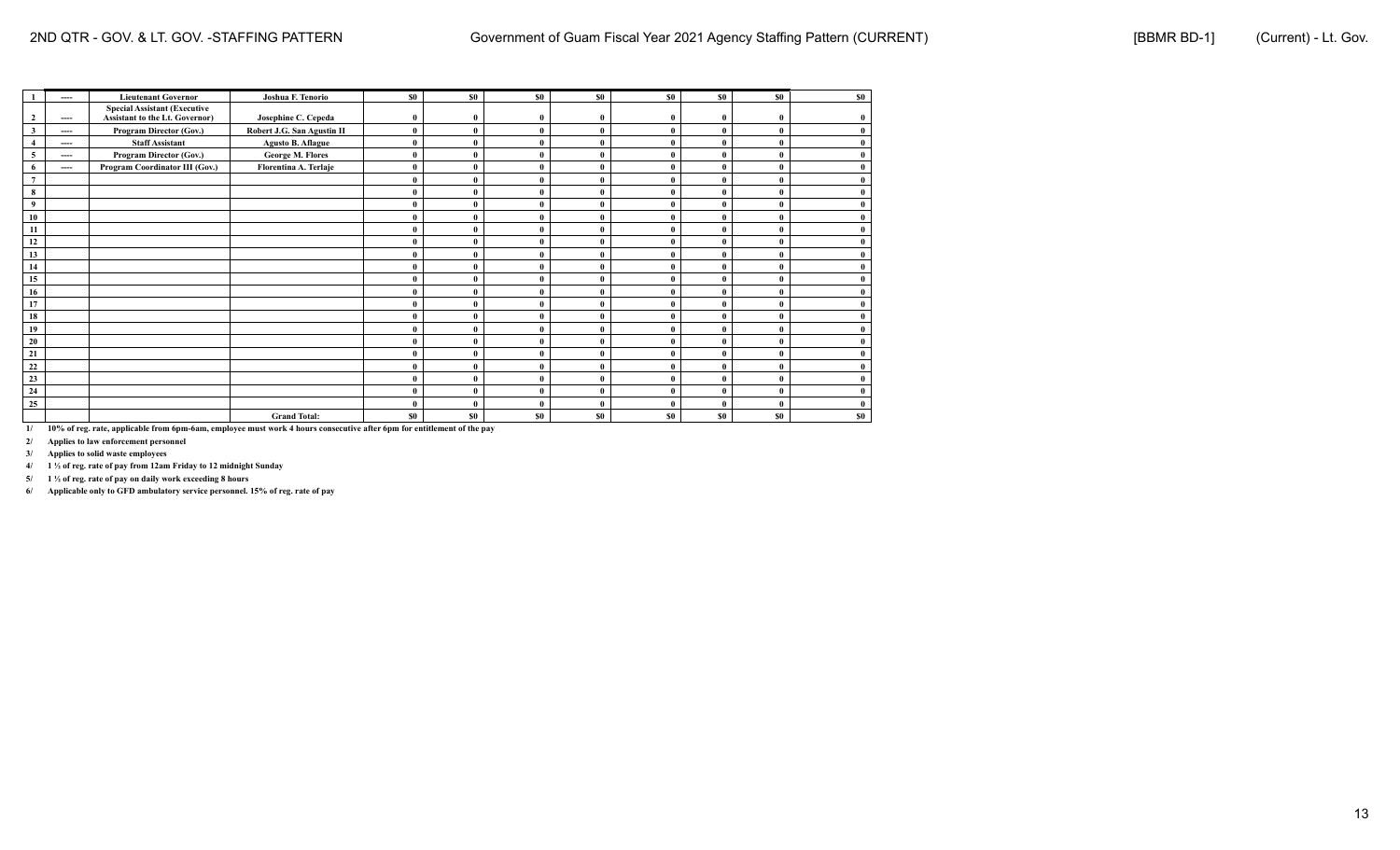| | | | | | | | | | | | |
|---|---|---|---|---|---|---|---|---|---|---|---|
| 1 | ---- | Lieutenant Governor | Joshua F. Tenorio | $0 | $0 | $0 | $0 | $0 | $0 | $0 | $0 |
| 2 | ---- | Special Assistant (Executive Assistant to the Lt. Governor) | Josephine C. Cepeda | 0 | 0 | 0 | 0 | 0 | 0 | 0 | 0 |
| 3 | ---- | Program Director (Gov.) | Robert J.G. San Agustin II | 0 | 0 | 0 | 0 | 0 | 0 | 0 | 0 |
| 4 | ---- | Staff Assistant | Agusto B. Aflague | 0 | 0 | 0 | 0 | 0 | 0 | 0 | 0 |
| 5 | ---- | Program Director (Gov.) | George M. Flores | 0 | 0 | 0 | 0 | 0 | 0 | 0 | 0 |
| 6 | ---- | Program Coordinator III (Gov.) | Florentina A. Terlaje | 0 | 0 | 0 | 0 | 0 | 0 | 0 | 0 |
| 7 | | | | 0 | 0 | 0 | 0 | 0 | 0 | 0 | 0 |
| 8 | | | | 0 | 0 | 0 | 0 | 0 | 0 | 0 | 0 |
| 9 | | | | 0 | 0 | 0 | 0 | 0 | 0 | 0 | 0 |
| 10 | | | | 0 | 0 | 0 | 0 | 0 | 0 | 0 | 0 |
| 11 | | | | 0 | 0 | 0 | 0 | 0 | 0 | 0 | 0 |
| 12 | | | | 0 | 0 | 0 | 0 | 0 | 0 | 0 | 0 |
| 13 | | | | 0 | 0 | 0 | 0 | 0 | 0 | 0 | 0 |
| 14 | | | | 0 | 0 | 0 | 0 | 0 | 0 | 0 | 0 |
| 15 | | | | 0 | 0 | 0 | 0 | 0 | 0 | 0 | 0 |
| 16 | | | | 0 | 0 | 0 | 0 | 0 | 0 | 0 | 0 |
| 17 | | | | 0 | 0 | 0 | 0 | 0 | 0 | 0 | 0 |
| 18 | | | | 0 | 0 | 0 | 0 | 0 | 0 | 0 | 0 |
| 19 | | | | 0 | 0 | 0 | 0 | 0 | 0 | 0 | 0 |
| 20 | | | | 0 | 0 | 0 | 0 | 0 | 0 | 0 | 0 |
| 21 | | | | 0 | 0 | 0 | 0 | 0 | 0 | 0 | 0 |
| 22 | | | | 0 | 0 | 0 | 0 | 0 | 0 | 0 | 0 |
| 23 | | | | 0 | 0 | 0 | 0 | 0 | 0 | 0 | 0 |
| 24 | | | | 0 | 0 | 0 | 0 | 0 | 0 | 0 | 0 |
| 25 | | | | 0 | 0 | 0 | 0 | 0 | 0 | 0 | 0 |
| | | | Grand Total: | $0 | $0 | $0 | $0 | $0 | $0 | $0 | $0 |

1/ 10% of reg. rate, applicable from 6pm-6am, employee must work 4 hours consecutive after 6pm for entitlement of the pay

2/ Applies to law enforcement personnel

3/ Applies to solid waste employees

4/ 1 ½ of reg. rate of pay from 12am Friday to 12 midnight Sunday

5/ 1 ½ of reg. rate of pay on daily work exceeding 8 hours

6/ Applicable only to GFD ambulatory service personnel. 15% of reg. rate of pay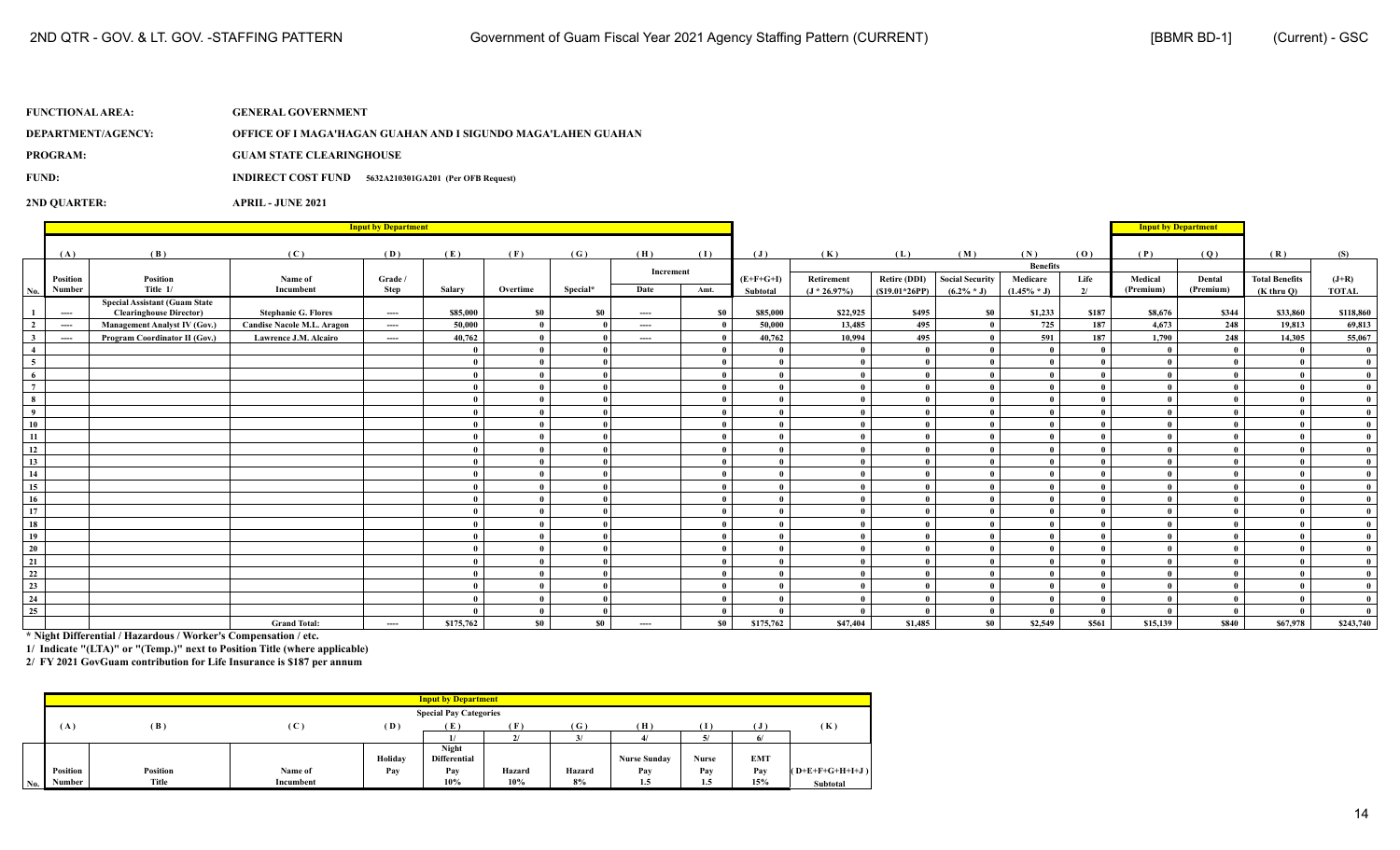**FUNCTIONAL AREA:** GENERAL GOVERNMENT

**DEPARTMENT/AGENCY:** OFFICE OF I MAGA'HAGAN GUAHAN AND I SIGUNDO MAGA'LAHEN GUAHAN

**PROGRAM:** GUAM STATE CLEARINGHOUSE

**FUND:** INDIRECT COST FUND 5632A210301GA201 (Per OFB Request)

**2ND QUARTER:** APRIL - JUNE 2021

| | Input by Department | | | | | | | | | | | | | | | Input by Department | | | |
|---|---|---|---|---|---|---|---|---|---|---|---|---|---|---|---|---|---|---|---|
| | (A) | (B) | (C) | (D) | (E) | (F) | (G) | (H) | (I) | (J) | (K) | (L) | (M) | (N) | (O) | (P) | (Q) | (R) | (S) |
| | | | | | | | | Increment | | | | | | Benefits | | | | | |
| No. | Position Number | Position Title 1/ | Name of Incumbent | Grade / Step | Salary | Overtime | Special* | Date | Amt. | (E+F+G+I) Subtotal | Retirement (J * 26.97%) | Retire (DDI) ($19.01*26PP) | Social Security (6.2% * J) | Medicare (1.45% * J) | Life 2/ | Medical (Premium) | Dental (Premium) | Total Benefits (K thru Q) | (J+R) TOTAL |
| 1 | ---- | Special Assistant (Guam State Clearinghouse Director) | Stephanie G. Flores | ---- | $85,000 | $0 | $0 | ---- | $0 | $85,000 | $22,925 | $495 | $0 | $1,233 | $187 | $8,676 | $344 | $33,860 | $118,860 |
| 2 | ---- | Management Analyst IV (Gov.) | Candise Nacole M.L. Aragon | ---- | 50,000 | 0 | 0 | ---- | 0 | 50,000 | 13,485 | 495 | 0 | 725 | 187 | 4,673 | 248 | 19,813 | 69,813 |
| 3 | ---- | Program Coordinator II (Gov.) | Lawrence J.M. Alcairo | ---- | 40,762 | 0 | 0 | ---- | 0 | 40,762 | 10,994 | 495 | 0 | 591 | 187 | 1,790 | 248 | 14,305 | 55,067 |
| 4 | | | | | 0 | 0 | 0 | | 0 | 0 | 0 | 0 | 0 | 0 | 0 | 0 | 0 | 0 | 0 |
| 5 | | | | | 0 | 0 | 0 | | 0 | 0 | 0 | 0 | 0 | 0 | 0 | 0 | 0 | 0 | 0 |
| 6 | | | | | 0 | 0 | 0 | | 0 | 0 | 0 | 0 | 0 | 0 | 0 | 0 | 0 | 0 | 0 |
| 7 | | | | | 0 | 0 | 0 | | 0 | 0 | 0 | 0 | 0 | 0 | 0 | 0 | 0 | 0 | 0 |
| 8 | | | | | 0 | 0 | 0 | | 0 | 0 | 0 | 0 | 0 | 0 | 0 | 0 | 0 | 0 | 0 |
| 9 | | | | | 0 | 0 | 0 | | 0 | 0 | 0 | 0 | 0 | 0 | 0 | 0 | 0 | 0 | 0 |
| 10 | | | | | 0 | 0 | 0 | | 0 | 0 | 0 | 0 | 0 | 0 | 0 | 0 | 0 | 0 | 0 |
| 11 | | | | | 0 | 0 | 0 | | 0 | 0 | 0 | 0 | 0 | 0 | 0 | 0 | 0 | 0 | 0 |
| 12 | | | | | 0 | 0 | 0 | | 0 | 0 | 0 | 0 | 0 | 0 | 0 | 0 | 0 | 0 | 0 |
| 13 | | | | | 0 | 0 | 0 | | 0 | 0 | 0 | 0 | 0 | 0 | 0 | 0 | 0 | 0 | 0 |
| 14 | | | | | 0 | 0 | 0 | | 0 | 0 | 0 | 0 | 0 | 0 | 0 | 0 | 0 | 0 | 0 |
| 15 | | | | | 0 | 0 | 0 | | 0 | 0 | 0 | 0 | 0 | 0 | 0 | 0 | 0 | 0 | 0 |
| 16 | | | | | 0 | 0 | 0 | | 0 | 0 | 0 | 0 | 0 | 0 | 0 | 0 | 0 | 0 | 0 |
| 17 | | | | | 0 | 0 | 0 | | 0 | 0 | 0 | 0 | 0 | 0 | 0 | 0 | 0 | 0 | 0 |
| 18 | | | | | 0 | 0 | 0 | | 0 | 0 | 0 | 0 | 0 | 0 | 0 | 0 | 0 | 0 | 0 |
| 19 | | | | | 0 | 0 | 0 | | 0 | 0 | 0 | 0 | 0 | 0 | 0 | 0 | 0 | 0 | 0 |
| 20 | | | | | 0 | 0 | 0 | | 0 | 0 | 0 | 0 | 0 | 0 | 0 | 0 | 0 | 0 | 0 |
| 21 | | | | | 0 | 0 | 0 | | 0 | 0 | 0 | 0 | 0 | 0 | 0 | 0 | 0 | 0 | 0 |
| 22 | | | | | 0 | 0 | 0 | | 0 | 0 | 0 | 0 | 0 | 0 | 0 | 0 | 0 | 0 | 0 |
| 23 | | | | | 0 | 0 | 0 | | 0 | 0 | 0 | 0 | 0 | 0 | 0 | 0 | 0 | 0 | 0 |
| 24 | | | | | 0 | 0 | 0 | | 0 | 0 | 0 | 0 | 0 | 0 | 0 | 0 | 0 | 0 | 0 |
| 25 | | | | | 0 | 0 | 0 | | 0 | 0 | 0 | 0 | 0 | 0 | 0 | 0 | 0 | 0 | 0 |
| | | | Grand Total: | ---- | $175,762 | $0 | $0 | ---- | $0 | $175,762 | $47,404 | $1,485 | $0 | $2,549 | $561 | $15,139 | $840 | $67,978 | $243,740 |

\* Night Differential / Hazardous / Worker's Compensation / etc.

1/ Indicate "(LTA)" or "(Temp.)" next to Position Title (where applicable)

2/ FY 2021 GovGuam contribution for Life Insurance is $187 per annum

| | Input by Department | | | | | | | | | | |
|---|---|---|---|---|---|---|---|---|---|---|---|
| | | | | | Special Pay Categories | | | | | | |
| | (A) | (B) | (C) | (D) | (E) | (F) | (G) | (H) | (I) | (J) | (K) |
| | | | | | 1/ | 2/ | 3/ | 4/ | 5/ | 6/ | |
| No. | Position Number | Position Title | Name of Incumbent | Holiday Pay | Night Differential Pay 10% | Hazard 10% | Hazard 8% | Nurse Sunday Pay 1.5 | Nurse Pay 1.5 | EMT Pay 15% | (D+E+F+G+H+I+J) Subtotal |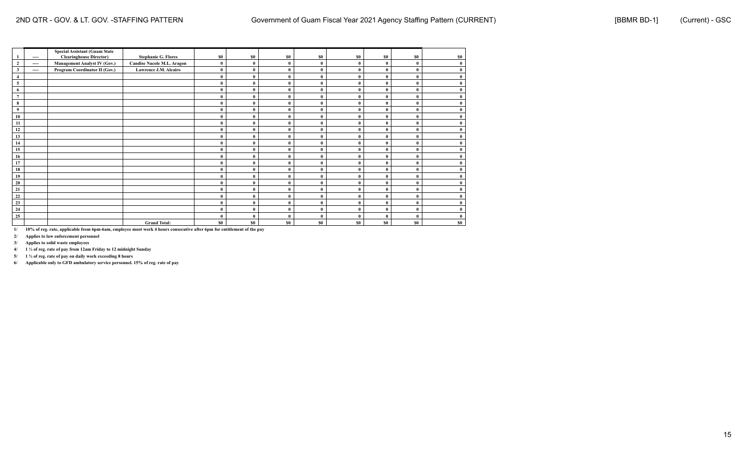| | | | | | | | | | | | |
|---|---|---|---|---|---|---|---|---|---|---|---|
| 1 | ---- | Special Assistant (Guam State Clearinghouse Director) | Stephanie G. Flores | $0 | $0 | $0 | $0 | $0 | $0 | $0 | $0 |
| 2 | ---- | Management Analyst IV (Gov.) | Candise Nacole M.L. Aragon | 0 | 0 | 0 | 0 | 0 | 0 | 0 | 0 |
| 3 | ---- | Program Coordinator II (Gov.) | Lawrence J.M. Alcairo | 0 | 0 | 0 | 0 | 0 | 0 | 0 | 0 |
| 4 | | | | 0 | 0 | 0 | 0 | 0 | 0 | 0 | 0 |
| 5 | | | | 0 | 0 | 0 | 0 | 0 | 0 | 0 | 0 |
| 6 | | | | 0 | 0 | 0 | 0 | 0 | 0 | 0 | 0 |
| 7 | | | | 0 | 0 | 0 | 0 | 0 | 0 | 0 | 0 |
| 8 | | | | 0 | 0 | 0 | 0 | 0 | 0 | 0 | 0 |
| 9 | | | | 0 | 0 | 0 | 0 | 0 | 0 | 0 | 0 |
| 10 | | | | 0 | 0 | 0 | 0 | 0 | 0 | 0 | 0 |
| 11 | | | | 0 | 0 | 0 | 0 | 0 | 0 | 0 | 0 |
| 12 | | | | 0 | 0 | 0 | 0 | 0 | 0 | 0 | 0 |
| 13 | | | | 0 | 0 | 0 | 0 | 0 | 0 | 0 | 0 |
| 14 | | | | 0 | 0 | 0 | 0 | 0 | 0 | 0 | 0 |
| 15 | | | | 0 | 0 | 0 | 0 | 0 | 0 | 0 | 0 |
| 16 | | | | 0 | 0 | 0 | 0 | 0 | 0 | 0 | 0 |
| 17 | | | | 0 | 0 | 0 | 0 | 0 | 0 | 0 | 0 |
| 18 | | | | 0 | 0 | 0 | 0 | 0 | 0 | 0 | 0 |
| 19 | | | | 0 | 0 | 0 | 0 | 0 | 0 | 0 | 0 |
| 20 | | | | 0 | 0 | 0 | 0 | 0 | 0 | 0 | 0 |
| 21 | | | | 0 | 0 | 0 | 0 | 0 | 0 | 0 | 0 |
| 22 | | | | 0 | 0 | 0 | 0 | 0 | 0 | 0 | 0 |
| 23 | | | | 0 | 0 | 0 | 0 | 0 | 0 | 0 | 0 |
| 24 | | | | 0 | 0 | 0 | 0 | 0 | 0 | 0 | 0 |
| 25 | | | | 0 | 0 | 0 | 0 | 0 | 0 | 0 | 0 |
| | | | Grand Total: | $0 | $0 | $0 | $0 | $0 | $0 | $0 | $0 |

1/ 10% of reg. rate, applicable from 6pm-6am, employee must work 4 hours consecutive after 6pm for entitlement of the pay

2/ Applies to law enforcement personnel

3/ Applies to solid waste employees

4/ 1 ½ of reg. rate of pay from 12am Friday to 12 midnight Sunday

5/ 1 ½ of reg. rate of pay on daily work exceeding 8 hours

6/ Applicable only to GFD ambulatory service personnel. 15% of reg. rate of pay